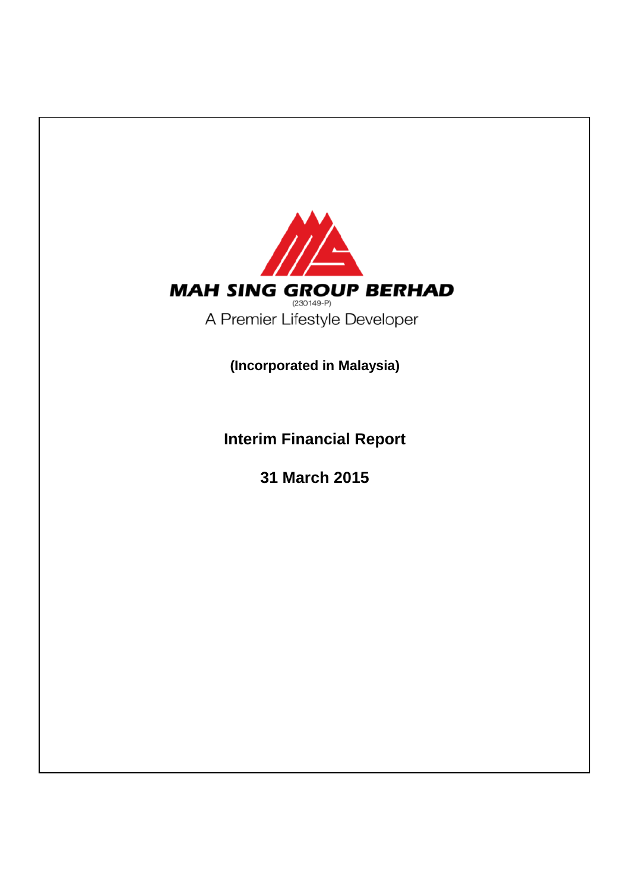**MAH SING GROUP BERHAD**

(230149-P)

A Premier Lifestyle Developer

**(Incorporated in Malaysia)**

# Interim Financial Report

## 31 March 2015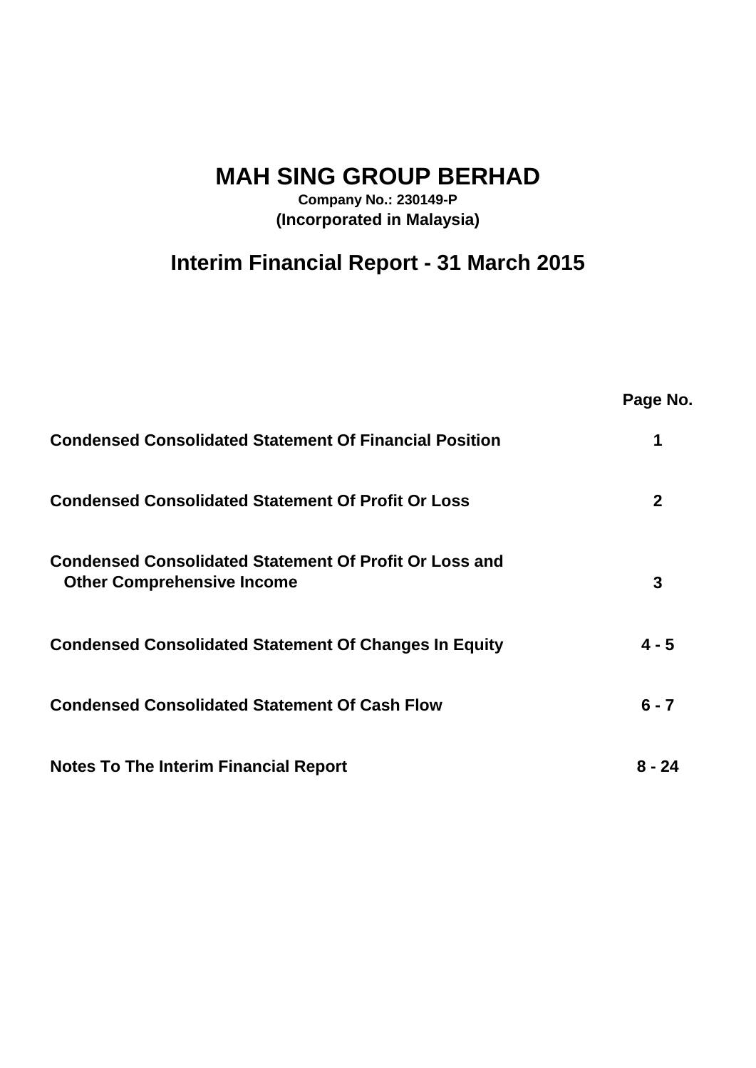# MAH SING GROUP BERHAD

**Company No.: 230149-P**
**(Incorporated in Malaysia)**

## Interim Financial Report - 31 March 2015

| | Page No. |
|---|---|
| **Condensed Consolidated Statement Of Financial Position** | **1** |
| **Condensed Consolidated Statement Of Profit Or Loss** | **2** |
| **Condensed Consolidated Statement Of Profit Or Loss and Other Comprehensive Income** | **3** |
| **Condensed Consolidated Statement Of Changes In Equity** | **4 - 5** |
| **Condensed Consolidated Statement Of Cash Flow** | **6 - 7** |
| **Notes To The Interim Financial Report** | **8 - 24** |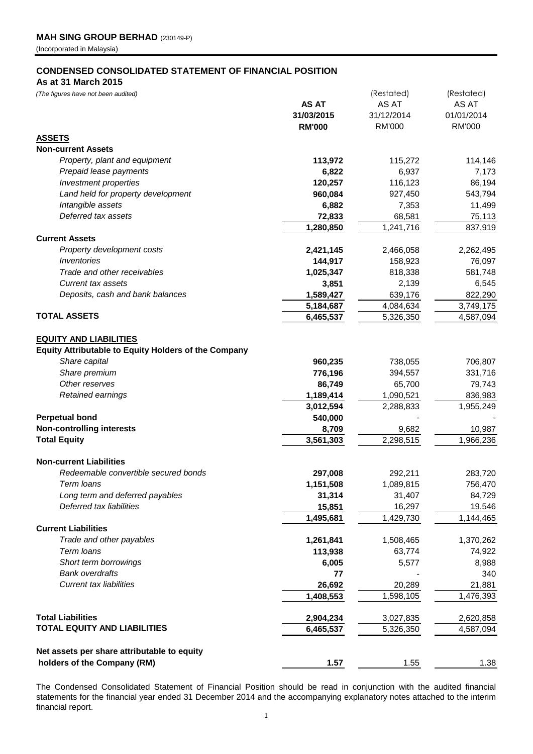**MAH SING GROUP BERHAD** (230149-P)
(Incorporated in Malaysia)

## CONDENSED CONSOLIDATED STATEMENT OF FINANCIAL POSITION
**As at 31 March 2015**

| *(The figures have not been audited)* | **AS AT 31/03/2015 RM'000** | (Restated) AS AT 31/12/2014 RM'000 | (Restated) AS AT 01/01/2014 RM'000 |
|---|---|---|---|
| **ASSETS** | | | |
| **Non-current Assets** | | | |
| *Property, plant and equipment* | **113,972** | 115,272 | 114,146 |
| *Prepaid lease payments* | **6,822** | 6,937 | 7,173 |
| *Investment properties* | **120,257** | 116,123 | 86,194 |
| *Land held for property development* | **960,084** | 927,450 | 543,794 |
| *Intangible assets* | **6,882** | 7,353 | 11,499 |
| *Deferred tax assets* | **72,833** | 68,581 | 75,113 |
| | **1,280,850** | 1,241,716 | 837,919 |
| **Current Assets** | | | |
| *Property development costs* | **2,421,145** | 2,466,058 | 2,262,495 |
| *Inventories* | **144,917** | 158,923 | 76,097 |
| *Trade and other receivables* | **1,025,347** | 818,338 | 581,748 |
| *Current tax assets* | **3,851** | 2,139 | 6,545 |
| *Deposits, cash and bank balances* | **1,589,427** | 639,176 | 822,290 |
| | **5,184,687** | 4,084,634 | 3,749,175 |
| **TOTAL ASSETS** | **6,465,537** | 5,326,350 | 4,587,094 |
| | | | |
| **EQUITY AND LIABILITIES** | | | |
| **Equity Attributable to Equity Holders of the Company** | | | |
| *Share capital* | **960,235** | 738,055 | 706,807 |
| *Share premium* | **776,196** | 394,557 | 331,716 |
| *Other reserves* | **86,749** | 65,700 | 79,743 |
| *Retained earnings* | **1,189,414** | 1,090,521 | 836,983 |
| | **3,012,594** | 2,288,833 | 1,955,249 |
| **Perpetual bond** | **540,000** | - | - |
| **Non-controlling interests** | **8,709** | 9,682 | 10,987 |
| **Total Equity** | **3,561,303** | 2,298,515 | 1,966,236 |
| | | | |
| **Non-current Liabilities** | | | |
| *Redeemable convertible secured bonds* | **297,008** | 292,211 | 283,720 |
| *Term loans* | **1,151,508** | 1,089,815 | 756,470 |
| *Long term and deferred payables* | **31,314** | 31,407 | 84,729 |
| *Deferred tax liabilities* | **15,851** | 16,297 | 19,546 |
| | **1,495,681** | 1,429,730 | 1,144,465 |
| **Current Liabilities** | | | |
| *Trade and other payables* | **1,261,841** | 1,508,465 | 1,370,262 |
| *Term loans* | **113,938** | 63,774 | 74,922 |
| *Short term borrowings* | **6,005** | 5,577 | 8,988 |
| *Bank overdrafts* | **77** | - | 340 |
| *Current tax liabilities* | **26,692** | 20,289 | 21,881 |
| | **1,408,553** | 1,598,105 | 1,476,393 |
| | | | |
| **Total Liabilities** | **2,904,234** | 3,027,835 | 2,620,858 |
| **TOTAL EQUITY AND LIABILITIES** | **6,465,537** | 5,326,350 | 4,587,094 |
| | | | |
| **Net assets per share attributable to equity holders of the Company (RM)** | **1.57** | 1.55 | 1.38 |

The Condensed Consolidated Statement of Financial Position should be read in conjunction with the audited financial statements for the financial year ended 31 December 2014 and the accompanying explanatory notes attached to the interim financial report.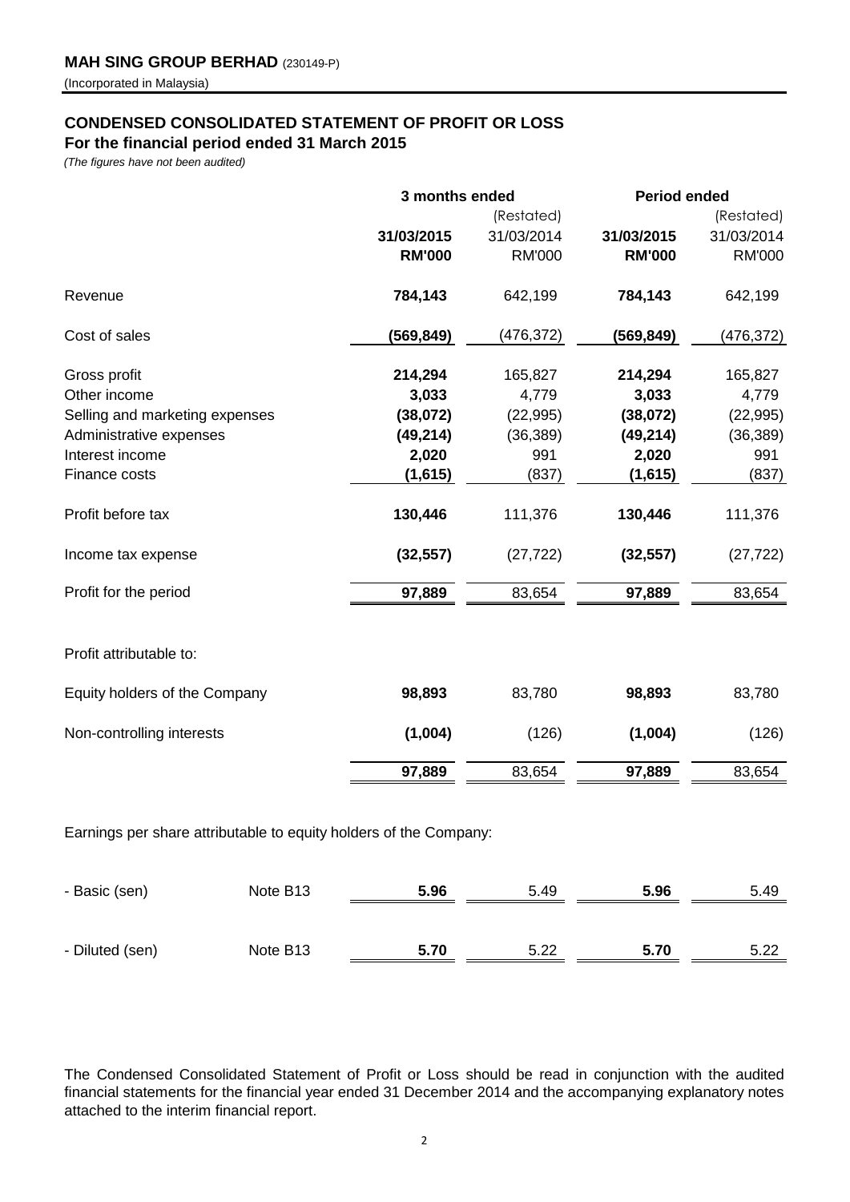**MAH SING GROUP BERHAD** (230149-P)

(Incorporated in Malaysia)

## CONDENSED CONSOLIDATED STATEMENT OF PROFIT OR LOSS

**For the financial period ended 31 March 2015**

*(The figures have not been audited)*

| | | 3 months ended | | Period ended | |
|---|---|---|---|---|---|
| | | | (Restated) | | (Restated) |
| | | **31/03/2015** | 31/03/2014 | **31/03/2015** | 31/03/2014 |
| | | **RM'000** | RM'000 | **RM'000** | RM'000 |
| Revenue | | **784,143** | 642,199 | **784,143** | 642,199 |
| Cost of sales | | **(569,849)** | (476,372) | **(569,849)** | (476,372) |
| Gross profit | | **214,294** | 165,827 | **214,294** | 165,827 |
| Other income | | **3,033** | 4,779 | **3,033** | 4,779 |
| Selling and marketing expenses | | **(38,072)** | (22,995) | **(38,072)** | (22,995) |
| Administrative expenses | | **(49,214)** | (36,389) | **(49,214)** | (36,389) |
| Interest income | | **2,020** | 991 | **2,020** | 991 |
| Finance costs | | **(1,615)** | (837) | **(1,615)** | (837) |
| Profit before tax | | **130,446** | 111,376 | **130,446** | 111,376 |
| Income tax expense | | **(32,557)** | (27,722) | **(32,557)** | (27,722) |
| Profit for the period | | **97,889** | 83,654 | **97,889** | 83,654 |
| Profit attributable to: | | | | | |
| Equity holders of the Company | | **98,893** | 83,780 | **98,893** | 83,780 |
| Non-controlling interests | | **(1,004)** | (126) | **(1,004)** | (126) |
| | | **97,889** | 83,654 | **97,889** | 83,654 |
| Earnings per share attributable to equity holders of the Company: | | | | | |
| - Basic (sen) | Note B13 | **5.96** | 5.49 | **5.96** | 5.49 |
| - Diluted (sen) | Note B13 | **5.70** | 5.22 | **5.70** | 5.22 |

The Condensed Consolidated Statement of Profit or Loss should be read in conjunction with the audited financial statements for the financial year ended 31 December 2014 and the accompanying explanatory notes attached to the interim financial report.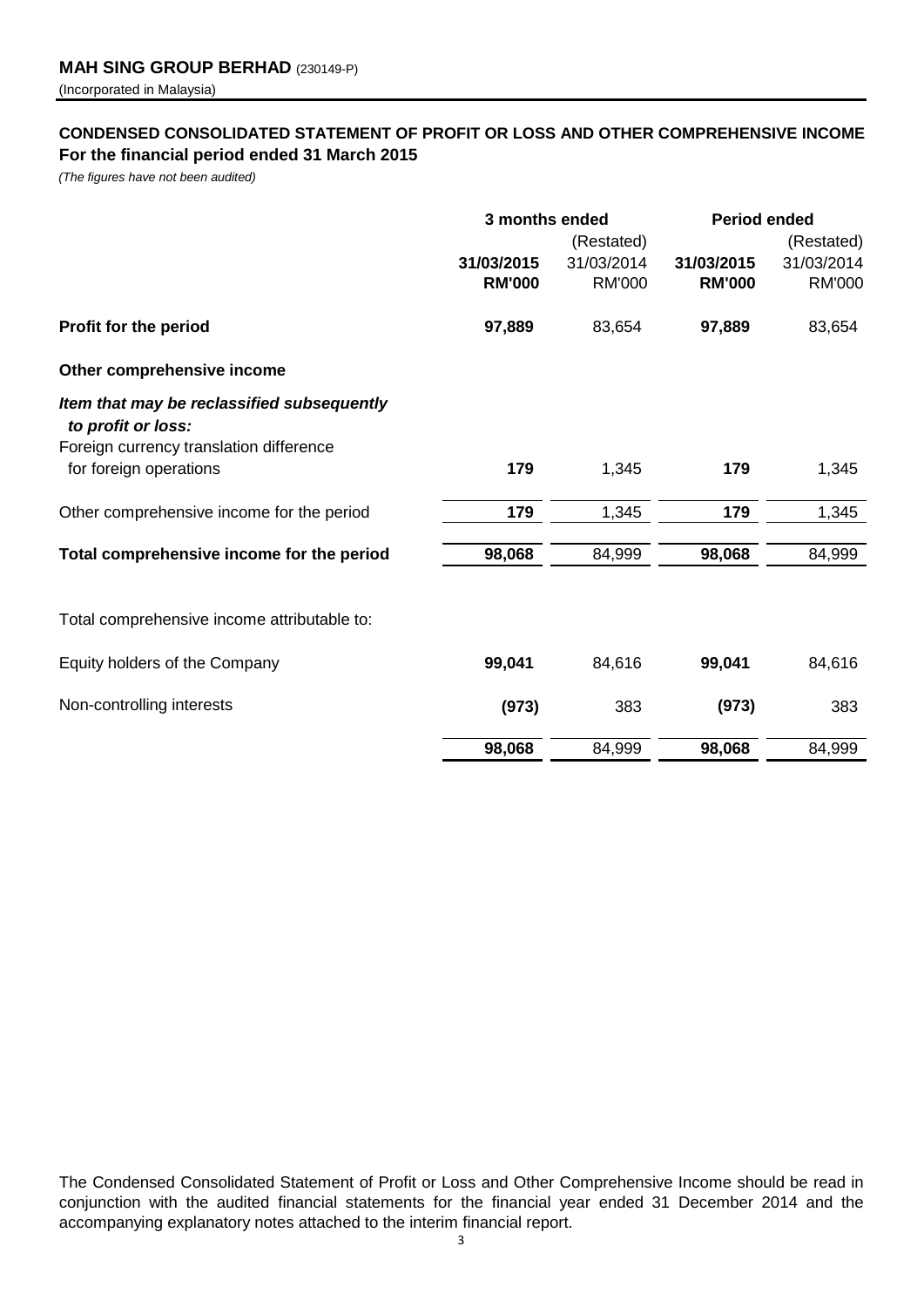**MAH SING GROUP BERHAD** (230149-P)

(Incorporated in Malaysia)

## CONDENSED CONSOLIDATED STATEMENT OF PROFIT OR LOSS AND OTHER COMPREHENSIVE INCOME

**For the financial period ended 31 March 2015**

*(The figures have not been audited)*

| | 3 months ended | | Period ended | |
|---|---|---|---|---|
| | | (Restated) | | (Restated) |
| | **31/03/2015** | 31/03/2014 | **31/03/2015** | 31/03/2014 |
| | **RM'000** | RM'000 | **RM'000** | RM'000 |
| **Profit for the period** | **97,889** | 83,654 | **97,889** | 83,654 |
| **Other comprehensive income** | | | | |
| ***Item that may be reclassified subsequently to profit or loss:*** | | | | |
| Foreign currency translation difference for foreign operations | **179** | 1,345 | **179** | 1,345 |
| Other comprehensive income for the period | **179** | 1,345 | **179** | 1,345 |
| **Total comprehensive income for the period** | **98,068** | 84,999 | **98,068** | 84,999 |
| Total comprehensive income attributable to: | | | | |
| Equity holders of the Company | **99,041** | 84,616 | **99,041** | 84,616 |
| Non-controlling interests | **(973)** | 383 | **(973)** | 383 |
| | **98,068** | 84,999 | **98,068** | 84,999 |

The Condensed Consolidated Statement of Profit or Loss and Other Comprehensive Income should be read in conjunction with the audited financial statements for the financial year ended 31 December 2014 and the accompanying explanatory notes attached to the interim financial report.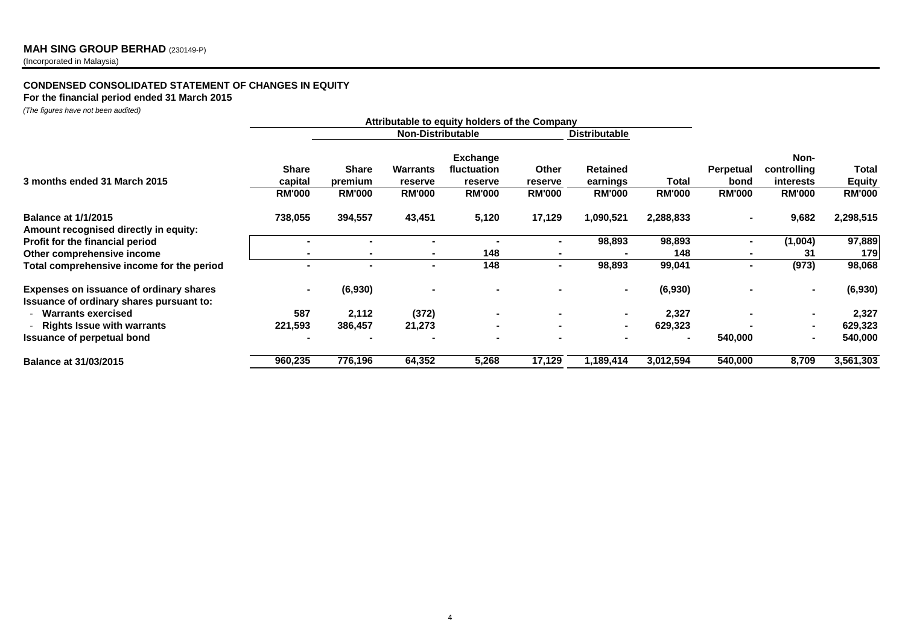**MAH SING GROUP BERHAD** (230149-P)
(Incorporated in Malaysia)

## CONDENSED CONSOLIDATED STATEMENT OF CHANGES IN EQUITY
**For the financial period ended 31 March 2015**

*(The figures have not been audited)*

| | Attributable to equity holders of the Company | | | | | | | | | |
|---|---|---|---|---|---|---|---|---|---|---|
| | | Non-Distributable | | | | Distributable | | | | |
| **3 months ended 31 March 2015** | **Share capital** | **Share premium** | **Warrants reserve** | **Exchange fluctuation reserve** | **Other reserve** | **Retained earnings** | **Total** | **Perpetual bond** | **Non-controlling interests** | **Total Equity** |
| | **RM'000** | **RM'000** | **RM'000** | **RM'000** | **RM'000** | **RM'000** | **RM'000** | **RM'000** | **RM'000** | **RM'000** |
| **Balance at 1/1/2015** | 738,055 | 394,557 | 43,451 | 5,120 | 17,129 | 1,090,521 | 2,288,833 | - | 9,682 | 2,298,515 |
| **Amount recognised directly in equity:** | | | | | | | | | | |
| **Profit for the financial period** | - | - | - | - | - | 98,893 | 98,893 | - | (1,004) | 97,889 |
| **Other comprehensive income** | - | - | - | 148 | - | - | 148 | - | 31 | 179 |
| **Total comprehensive income for the period** | - | - | - | 148 | - | 98,893 | 99,041 | - | (973) | 98,068 |
| **Expenses on issuance of ordinary shares** | - | (6,930) | - | - | - | - | (6,930) | - | - | (6,930) |
| **Issuance of ordinary shares pursuant to:** | | | | | | | | | | |
| - **Warrants exercised** | 587 | 2,112 | (372) | - | - | - | 2,327 | - | - | 2,327 |
| - **Rights Issue with warrants** | 221,593 | 386,457 | 21,273 | - | - | - | 629,323 | - | - | 629,323 |
| **Issuance of perpetual bond** | - | - | - | - | - | - | - | 540,000 | - | 540,000 |
| **Balance at 31/03/2015** | 960,235 | 776,196 | 64,352 | 5,268 | 17,129 | 1,189,414 | 3,012,594 | 540,000 | 8,709 | 3,561,303 |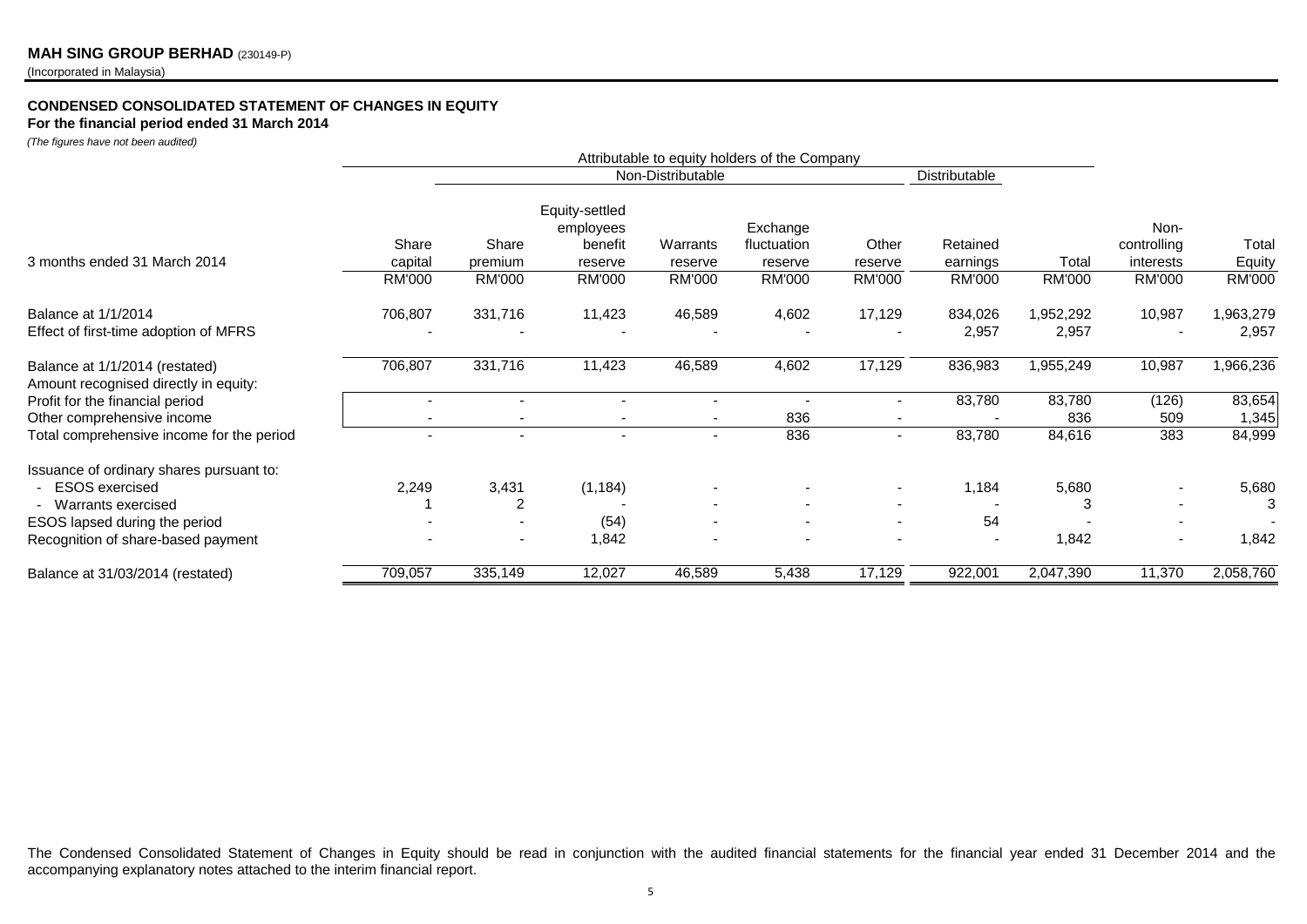**MAH SING GROUP BERHAD** (230149-P)
(Incorporated in Malaysia)

**CONDENSED CONSOLIDATED STATEMENT OF CHANGES IN EQUITY**
**For the financial period ended 31 March 2014**
*(The figures have not been audited)*

| | Attributable to equity holders of the Company | | | | | | | | | |
|---|---|---|---|---|---|---|---|---|---|---|
| | | Non-Distributable | | | | | Distributable | | | |
| 3 months ended 31 March 2014 | Share capital | Share premium | Equity-settled employees benefit reserve | Warrants reserve | Exchange fluctuation reserve | Other reserve | Retained earnings | Total | Non-controlling interests | Total Equity |
| | RM'000 | RM'000 | RM'000 | RM'000 | RM'000 | RM'000 | RM'000 | RM'000 | RM'000 | RM'000 |
| Balance at 1/1/2014 | 706,807 | 331,716 | 11,423 | 46,589 | 4,602 | 17,129 | 834,026 | 1,952,292 | 10,987 | 1,963,279 |
| Effect of first-time adoption of MFRS | - | - | - | - | - | - | 2,957 | 2,957 | - | 2,957 |
| Balance at 1/1/2014 (restated) | 706,807 | 331,716 | 11,423 | 46,589 | 4,602 | 17,129 | 836,983 | 1,955,249 | 10,987 | 1,966,236 |
| Amount recognised directly in equity: | | | | | | | | | | |
| Profit for the financial period | - | - | - | - | - | - | 83,780 | 83,780 | (126) | 83,654 |
| Other comprehensive income | - | - | - | - | 836 | - | - | 836 | 509 | 1,345 |
| Total comprehensive income for the period | - | - | - | - | 836 | - | 83,780 | 84,616 | 383 | 84,999 |
| Issuance of ordinary shares pursuant to: | | | | | | | | | | |
| - ESOS exercised | 2,249 | 3,431 | (1,184) | - | - | - | 1,184 | 5,680 | - | 5,680 |
| - Warrants exercised | 1 | 2 | - | - | - | - | - | 3 | - | 3 |
| ESOS lapsed during the period | - | - | (54) | - | - | - | 54 | - | - | - |
| Recognition of share-based payment | - | - | 1,842 | - | - | - | - | 1,842 | - | 1,842 |
| Balance at 31/03/2014 (restated) | 709,057 | 335,149 | 12,027 | 46,589 | 5,438 | 17,129 | 922,001 | 2,047,390 | 11,370 | 2,058,760 |

The Condensed Consolidated Statement of Changes in Equity should be read in conjunction with the audited financial statements for the financial year ended 31 December 2014 and the accompanying explanatory notes attached to the interim financial report.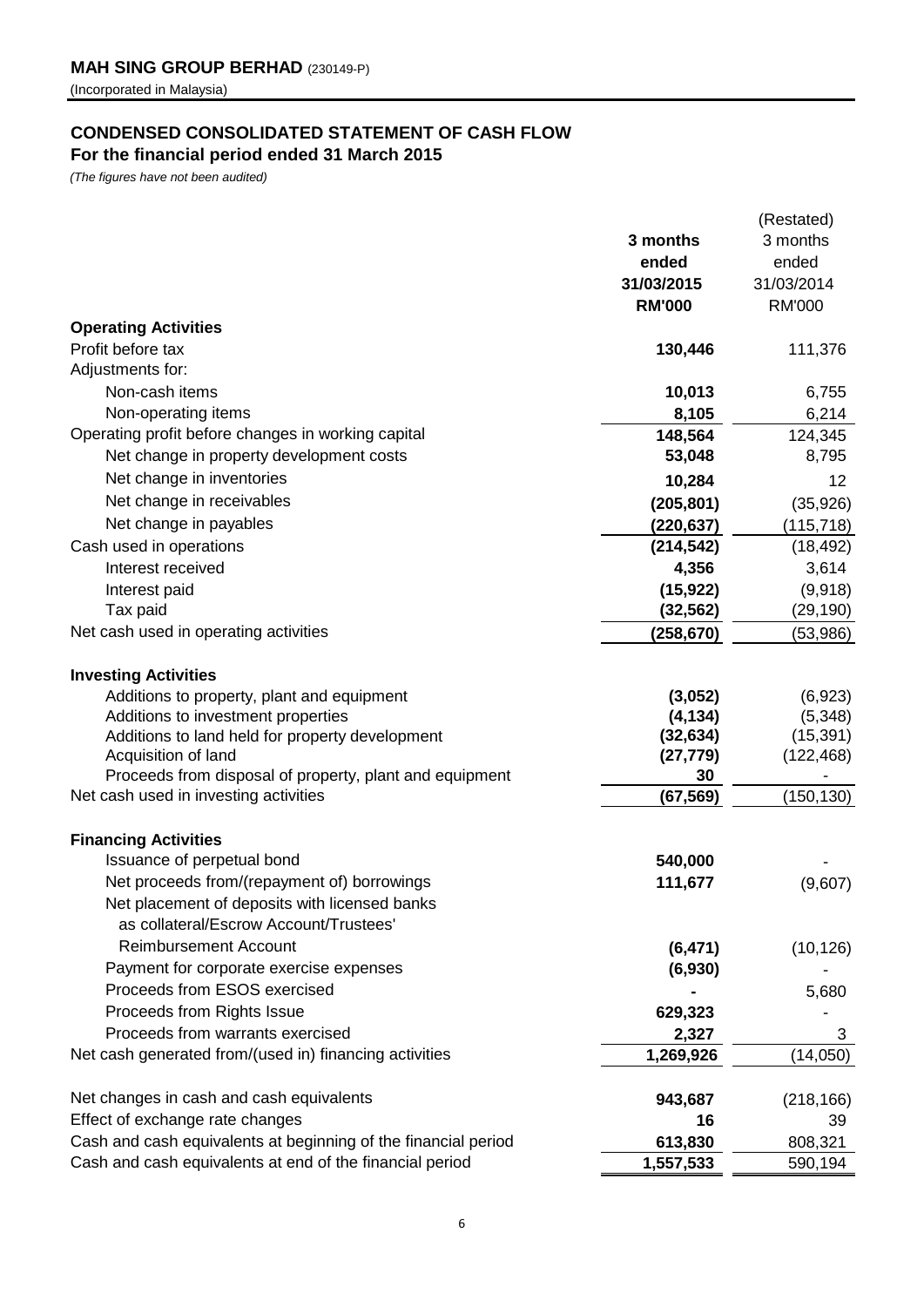**MAH SING GROUP BERHAD** (230149-P)

(Incorporated in Malaysia)

## CONDENSED CONSOLIDATED STATEMENT OF CASH FLOW

### For the financial period ended 31 March 2015

*(The figures have not been audited)*

| | 3 months ended 31/03/2015 RM'000 | (Restated) 3 months ended 31/03/2014 RM'000 |
|---|---|---|
| **Operating Activities** | | |
| Profit before tax | **130,446** | 111,376 |
| Adjustments for: | | |
| Non-cash items | **10,013** | 6,755 |
| Non-operating items | **8,105** | 6,214 |
| Operating profit before changes in working capital | **148,564** | 124,345 |
| Net change in property development costs | **53,048** | 8,795 |
| Net change in inventories | **10,284** | 12 |
| Net change in receivables | **(205,801)** | (35,926) |
| Net change in payables | **(220,637)** | (115,718) |
| Cash used in operations | **(214,542)** | (18,492) |
| Interest received | **4,356** | 3,614 |
| Interest paid | **(15,922)** | (9,918) |
| Tax paid | **(32,562)** | (29,190) |
| Net cash used in operating activities | **(258,670)** | (53,986) |
| **Investing Activities** | | |
| Additions to property, plant and equipment | **(3,052)** | (6,923) |
| Additions to investment properties | **(4,134)** | (5,348) |
| Additions to land held for property development | **(32,634)** | (15,391) |
| Acquisition of land | **(27,779)** | (122,468) |
| Proceeds from disposal of property, plant and equipment | **30** | - |
| Net cash used in investing activities | **(67,569)** | (150,130) |
| **Financing Activities** | | |
| Issuance of perpetual bond | **540,000** | - |
| Net proceeds from/(repayment of) borrowings | **111,677** | (9,607) |
| Net placement of deposits with licensed banks as collateral/Escrow Account/Trustees' Reimbursement Account | **(6,471)** | (10,126) |
| Payment for corporate exercise expenses | **(6,930)** | - |
| Proceeds from ESOS exercised | **-** | 5,680 |
| Proceeds from Rights Issue | **629,323** | - |
| Proceeds from warrants exercised | **2,327** | 3 |
| Net cash generated from/(used in) financing activities | **1,269,926** | (14,050) |
| Net changes in cash and cash equivalents | **943,687** | (218,166) |
| Effect of exchange rate changes | **16** | 39 |
| Cash and cash equivalents at beginning of the financial period | **613,830** | 808,321 |
| Cash and cash equivalents at end of the financial period | **1,557,533** | 590,194 |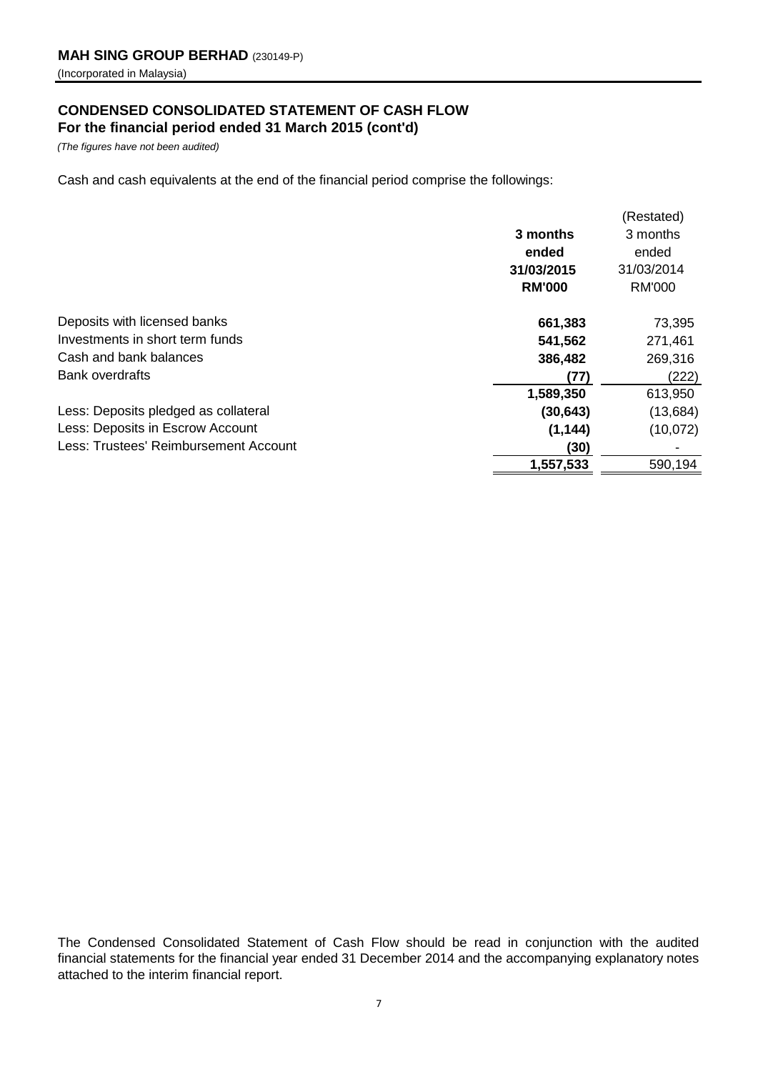**MAH SING GROUP BERHAD** (230149-P)

(Incorporated in Malaysia)

## CONDENSED CONSOLIDATED STATEMENT OF CASH FLOW
**For the financial period ended 31 March 2015 (cont'd)**

*(The figures have not been audited)*

Cash and cash equivalents at the end of the financial period comprise the followings:

| | **3 months ended 31/03/2015 RM'000** | (Restated) 3 months ended 31/03/2014 RM'000 |
|---|---|---|
| Deposits with licensed banks | **661,383** | 73,395 |
| Investments in short term funds | **541,562** | 271,461 |
| Cash and bank balances | **386,482** | 269,316 |
| Bank overdrafts | **(77)** | (222) |
| | **1,589,350** | 613,950 |
| Less: Deposits pledged as collateral | **(30,643)** | (13,684) |
| Less: Deposits in Escrow Account | **(1,144)** | (10,072) |
| Less: Trustees' Reimbursement Account | **(30)** | - |
| | **1,557,533** | 590,194 |

The Condensed Consolidated Statement of Cash Flow should be read in conjunction with the audited financial statements for the financial year ended 31 December 2014 and the accompanying explanatory notes attached to the interim financial report.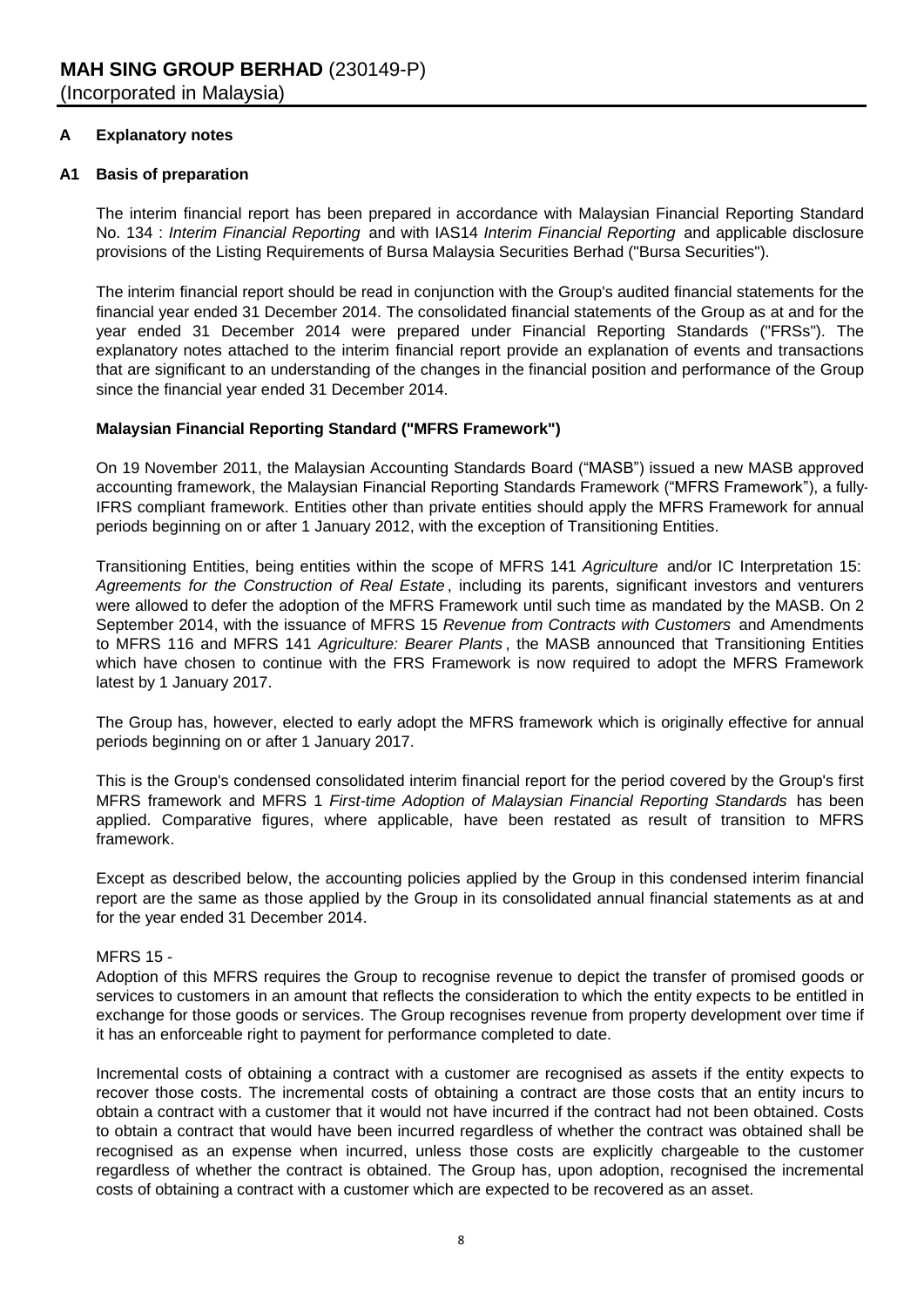# MAH SING GROUP BERHAD (230149-P)

(Incorporated in Malaysia)

## A Explanatory notes

### A1 Basis of preparation

The interim financial report has been prepared in accordance with Malaysian Financial Reporting Standard No. 134 : *Interim Financial Reporting* and with IAS14 *Interim Financial Reporting* and applicable disclosure provisions of the Listing Requirements of Bursa Malaysia Securities Berhad ("Bursa Securities").

The interim financial report should be read in conjunction with the Group's audited financial statements for the financial year ended 31 December 2014. The consolidated financial statements of the Group as at and for the year ended 31 December 2014 were prepared under Financial Reporting Standards ("FRSs"). The explanatory notes attached to the interim financial report provide an explanation of events and transactions that are significant to an understanding of the changes in the financial position and performance of the Group since the financial year ended 31 December 2014.

**Malaysian Financial Reporting Standard ("MFRS Framework")**

On 19 November 2011, the Malaysian Accounting Standards Board ("MASB") issued a new MASB approved accounting framework, the Malaysian Financial Reporting Standards Framework ("MFRS Framework"), a fully-IFRS compliant framework. Entities other than private entities should apply the MFRS Framework for annual periods beginning on or after 1 January 2012, with the exception of Transitioning Entities.

Transitioning Entities, being entities within the scope of MFRS 141 *Agriculture* and/or IC Interpretation 15: *Agreements for the Construction of Real Estate*, including its parents, significant investors and venturers were allowed to defer the adoption of the MFRS Framework until such time as mandated by the MASB. On 2 September 2014, with the issuance of MFRS 15 *Revenue from Contracts with Customers* and Amendments to MFRS 116 and MFRS 141 *Agriculture: Bearer Plants*, the MASB announced that Transitioning Entities which have chosen to continue with the FRS Framework is now required to adopt the MFRS Framework latest by 1 January 2017.

The Group has, however, elected to early adopt the MFRS framework which is originally effective for annual periods beginning on or after 1 January 2017.

This is the Group's condensed consolidated interim financial report for the period covered by the Group's first MFRS framework and MFRS 1 *First-time Adoption of Malaysian Financial Reporting Standards* has been applied. Comparative figures, where applicable, have been restated as result of transition to MFRS framework.

Except as described below, the accounting policies applied by the Group in this condensed interim financial report are the same as those applied by the Group in its consolidated annual financial statements as at and for the year ended 31 December 2014.

MFRS 15 -

Adoption of this MFRS requires the Group to recognise revenue to depict the transfer of promised goods or services to customers in an amount that reflects the consideration to which the entity expects to be entitled in exchange for those goods or services. The Group recognises revenue from property development over time if it has an enforceable right to payment for performance completed to date.

Incremental costs of obtaining a contract with a customer are recognised as assets if the entity expects to recover those costs. The incremental costs of obtaining a contract are those costs that an entity incurs to obtain a contract with a customer that it would not have incurred if the contract had not been obtained. Costs to obtain a contract that would have been incurred regardless of whether the contract was obtained shall be recognised as an expense when incurred, unless those costs are explicitly chargeable to the customer regardless of whether the contract is obtained. The Group has, upon adoption, recognised the incremental costs of obtaining a contract with a customer which are expected to be recovered as an asset.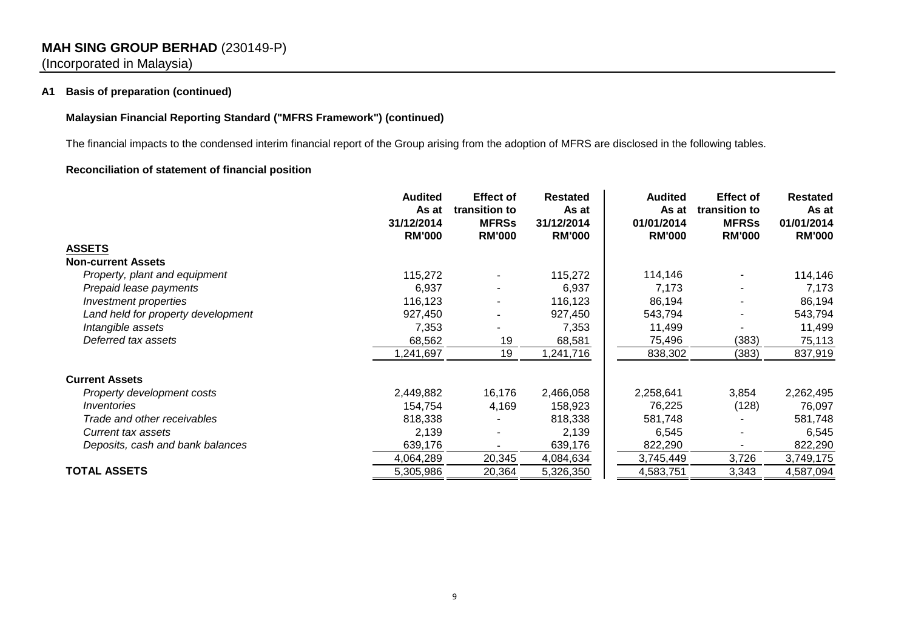**MAH SING GROUP BERHAD** (230149-P)
(Incorporated in Malaysia)

**A1 Basis of preparation (continued)**

**Malaysian Financial Reporting Standard ("MFRS Framework") (continued)**

The financial impacts to the condensed interim financial report of the Group arising from the adoption of MFRS are disclosed in the following tables.

**Reconciliation of statement of financial position**

| | Audited As at 31/12/2014 RM'000 | Effect of transition to MFRSs RM'000 | Restated As at 31/12/2014 RM'000 | Audited As at 01/01/2014 RM'000 | Effect of transition to MFRSs RM'000 | Restated As at 01/01/2014 RM'000 |
|---|---|---|---|---|---|---|
| **ASSETS** | | | | | | |
| **Non-current Assets** | | | | | | |
| *Property, plant and equipment* | 115,272 | - | 115,272 | 114,146 | - | 114,146 |
| *Prepaid lease payments* | 6,937 | - | 6,937 | 7,173 | - | 7,173 |
| *Investment properties* | 116,123 | - | 116,123 | 86,194 | - | 86,194 |
| *Land held for property development* | 927,450 | - | 927,450 | 543,794 | - | 543,794 |
| *Intangible assets* | 7,353 | - | 7,353 | 11,499 | - | 11,499 |
| *Deferred tax assets* | 68,562 | 19 | 68,581 | 75,496 | (383) | 75,113 |
| | 1,241,697 | 19 | 1,241,716 | 838,302 | (383) | 837,919 |
| **Current Assets** | | | | | | |
| *Property development costs* | 2,449,882 | 16,176 | 2,466,058 | 2,258,641 | 3,854 | 2,262,495 |
| *Inventories* | 154,754 | 4,169 | 158,923 | 76,225 | (128) | 76,097 |
| *Trade and other receivables* | 818,338 | - | 818,338 | 581,748 | - | 581,748 |
| *Current tax assets* | 2,139 | - | 2,139 | 6,545 | - | 6,545 |
| *Deposits, cash and bank balances* | 639,176 | - | 639,176 | 822,290 | - | 822,290 |
| | 4,064,289 | 20,345 | 4,084,634 | 3,745,449 | 3,726 | 3,749,175 |
| **TOTAL ASSETS** | 5,305,986 | 20,364 | 5,326,350 | 4,583,751 | 3,343 | 4,587,094 |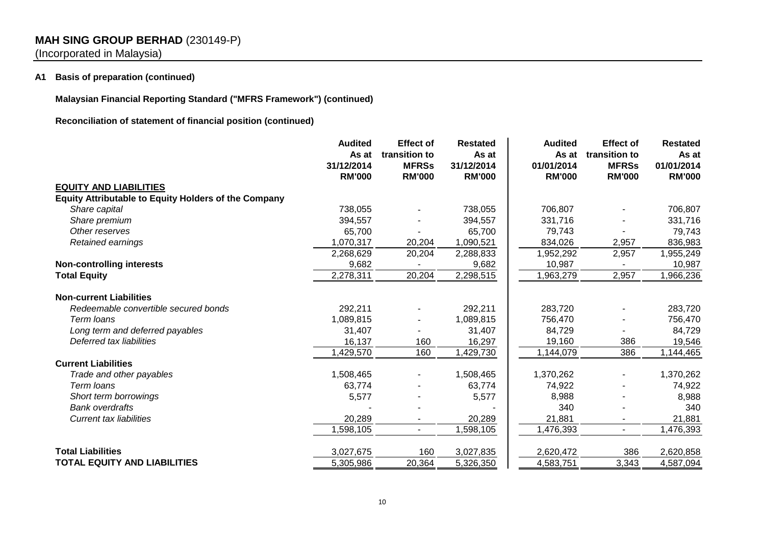## A1 Basis of preparation (continued)

**Malaysian Financial Reporting Standard ("MFRS Framework") (continued)**

**Reconciliation of statement of financial position (continued)**

| | Audited As at 31/12/2014 RM'000 | Effect of transition to MFRSs RM'000 | Restated As at 31/12/2014 RM'000 | Audited As at 01/01/2014 RM'000 | Effect of transition to MFRSs RM'000 | Restated As at 01/01/2014 RM'000 |
|---|---|---|---|---|---|---|
| **EQUITY AND LIABILITIES** | | | | | | |
| **Equity Attributable to Equity Holders of the Company** | | | | | | |
| *Share capital* | 738,055 | - | 738,055 | 706,807 | - | 706,807 |
| *Share premium* | 394,557 | - | 394,557 | 331,716 | - | 331,716 |
| *Other reserves* | 65,700 | - | 65,700 | 79,743 | - | 79,743 |
| *Retained earnings* | 1,070,317 | 20,204 | 1,090,521 | 834,026 | 2,957 | 836,983 |
| | 2,268,629 | 20,204 | 2,288,833 | 1,952,292 | 2,957 | 1,955,249 |
| **Non-controlling interests** | 9,682 | - | 9,682 | 10,987 | - | 10,987 |
| **Total Equity** | 2,278,311 | 20,204 | 2,298,515 | 1,963,279 | 2,957 | 1,966,236 |
| **Non-current Liabilities** | | | | | | |
| *Redeemable convertible secured bonds* | 292,211 | - | 292,211 | 283,720 | - | 283,720 |
| *Term loans* | 1,089,815 | - | 1,089,815 | 756,470 | - | 756,470 |
| *Long term and deferred payables* | 31,407 | - | 31,407 | 84,729 | - | 84,729 |
| *Deferred tax liabilities* | 16,137 | 160 | 16,297 | 19,160 | 386 | 19,546 |
| | 1,429,570 | 160 | 1,429,730 | 1,144,079 | 386 | 1,144,465 |
| **Current Liabilities** | | | | | | |
| *Trade and other payables* | 1,508,465 | - | 1,508,465 | 1,370,262 | - | 1,370,262 |
| *Term loans* | 63,774 | - | 63,774 | 74,922 | - | 74,922 |
| *Short term borrowings* | 5,577 | - | 5,577 | 8,988 | - | 8,988 |
| *Bank overdrafts* | - | - | - | 340 | - | 340 |
| *Current tax liabilities* | 20,289 | - | 20,289 | 21,881 | - | 21,881 |
| | 1,598,105 | - | 1,598,105 | 1,476,393 | - | 1,476,393 |
| **Total Liabilities** | 3,027,675 | 160 | 3,027,835 | 2,620,472 | 386 | 2,620,858 |
| **TOTAL EQUITY AND LIABILITIES** | 5,305,986 | 20,364 | 5,326,350 | 4,583,751 | 3,343 | 4,587,094 |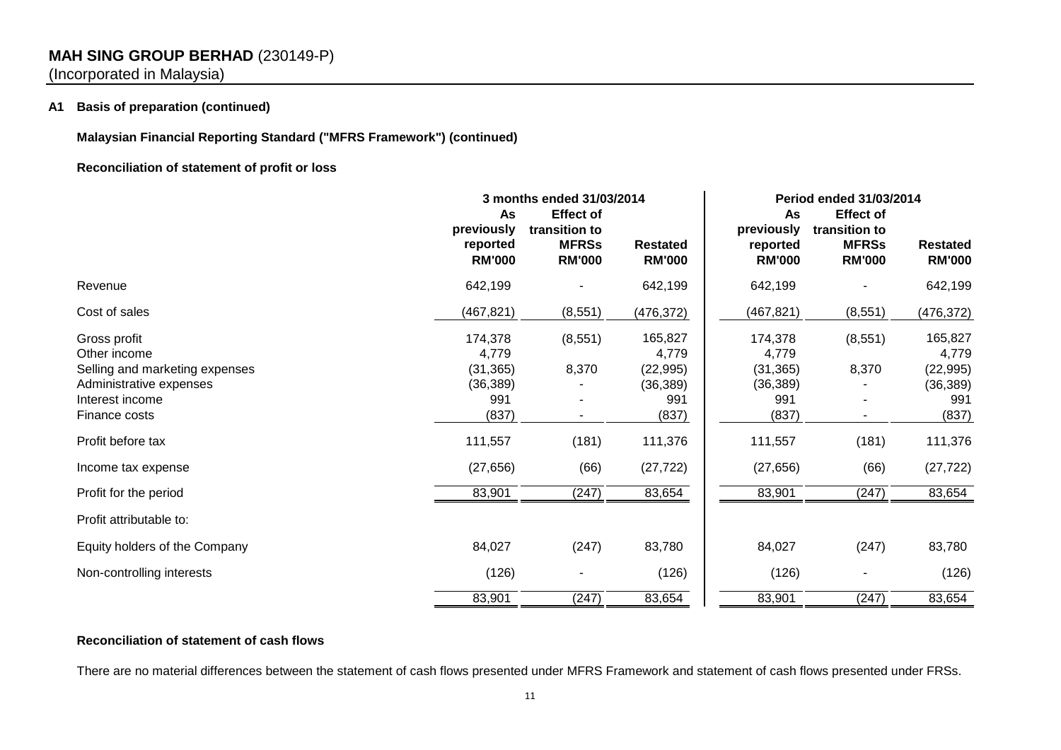**MAH SING GROUP BERHAD** (230149-P)
(Incorporated in Malaysia)

**A1 Basis of preparation (continued)**

**Malaysian Financial Reporting Standard ("MFRS Framework") (continued)**

**Reconciliation of statement of profit or loss**

| | 3 months ended 31/03/2014 | | | Period ended 31/03/2014 | | |
|---|---|---|---|---|---|---|
| | As previously reported RM'000 | Effect of transition to MFRSs RM'000 | Restated RM'000 | As previously reported RM'000 | Effect of transition to MFRSs RM'000 | Restated RM'000 |
| Revenue | 642,199 | - | 642,199 | 642,199 | - | 642,199 |
| Cost of sales | (467,821) | (8,551) | (476,372) | (467,821) | (8,551) | (476,372) |
| Gross profit | 174,378 | (8,551) | 165,827 | 174,378 | (8,551) | 165,827 |
| Other income | 4,779 | | 4,779 | 4,779 | | 4,779 |
| Selling and marketing expenses | (31,365) | 8,370 | (22,995) | (31,365) | 8,370 | (22,995) |
| Administrative expenses | (36,389) | - | (36,389) | (36,389) | - | (36,389) |
| Interest income | 991 | - | 991 | 991 | - | 991 |
| Finance costs | (837) | - | (837) | (837) | - | (837) |
| Profit before tax | 111,557 | (181) | 111,376 | 111,557 | (181) | 111,376 |
| Income tax expense | (27,656) | (66) | (27,722) | (27,656) | (66) | (27,722) |
| Profit for the period | 83,901 | (247) | 83,654 | 83,901 | (247) | 83,654 |
| Profit attributable to: | | | | | | |
| Equity holders of the Company | 84,027 | (247) | 83,780 | 84,027 | (247) | 83,780 |
| Non-controlling interests | (126) | - | (126) | (126) | - | (126) |
| | 83,901 | (247) | 83,654 | 83,901 | (247) | 83,654 |

**Reconciliation of statement of cash flows**

There are no material differences between the statement of cash flows presented under MFRS Framework and statement of cash flows presented under FRSs.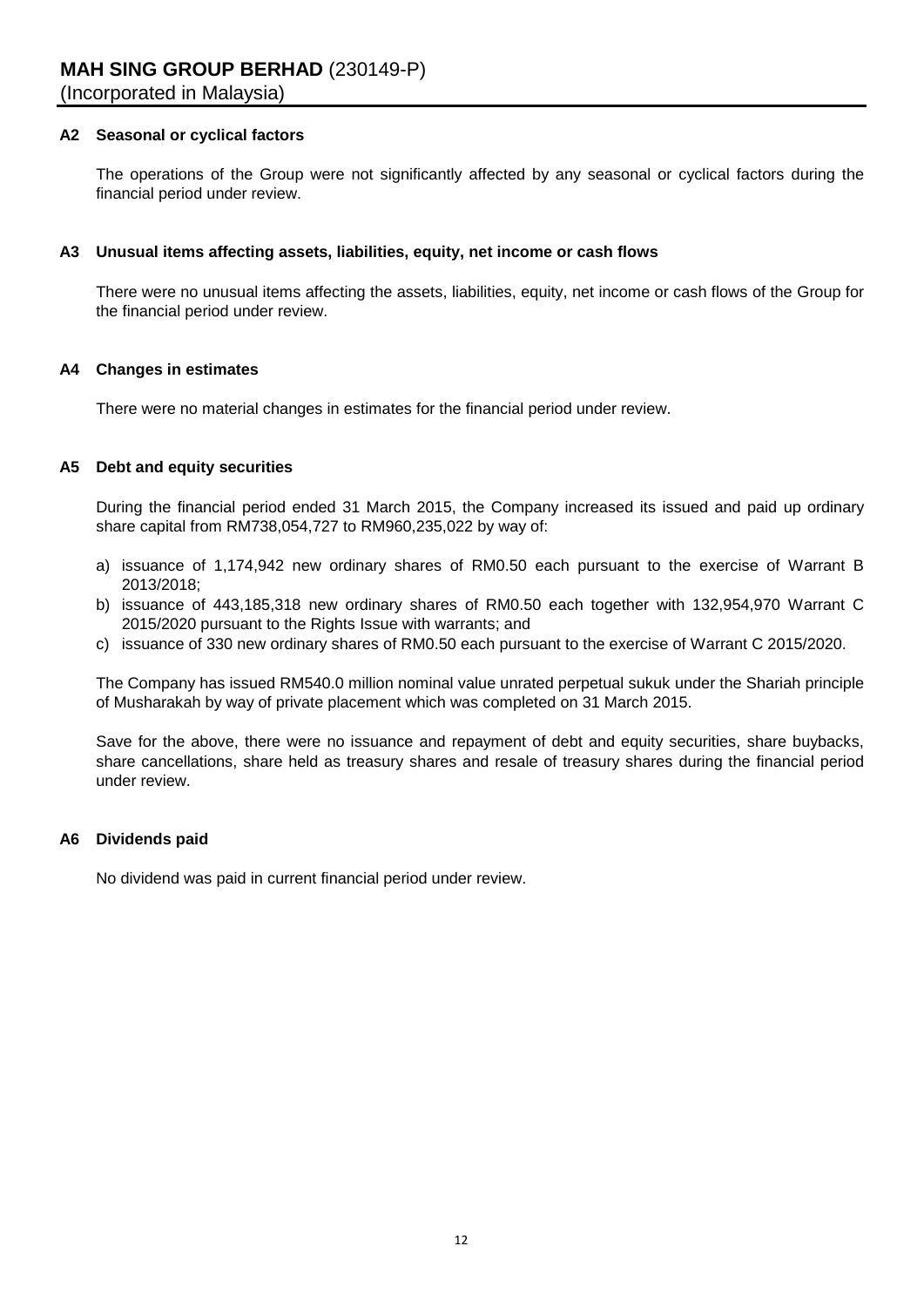### A2 Seasonal or cyclical factors

The operations of the Group were not significantly affected by any seasonal or cyclical factors during the financial period under review.

### A3 Unusual items affecting assets, liabilities, equity, net income or cash flows

There were no unusual items affecting the assets, liabilities, equity, net income or cash flows of the Group for the financial period under review.

### A4 Changes in estimates

There were no material changes in estimates for the financial period under review.

### A5 Debt and equity securities

During the financial period ended 31 March 2015, the Company increased its issued and paid up ordinary share capital from RM738,054,727 to RM960,235,022 by way of:

a) issuance of 1,174,942 new ordinary shares of RM0.50 each pursuant to the exercise of Warrant B 2013/2018;
b) issuance of 443,185,318 new ordinary shares of RM0.50 each together with 132,954,970 Warrant C 2015/2020 pursuant to the Rights Issue with warrants; and
c) issuance of 330 new ordinary shares of RM0.50 each pursuant to the exercise of Warrant C 2015/2020.

The Company has issued RM540.0 million nominal value unrated perpetual sukuk under the Shariah principle of Musharakah by way of private placement which was completed on 31 March 2015.

Save for the above, there were no issuance and repayment of debt and equity securities, share buybacks, share cancellations, share held as treasury shares and resale of treasury shares during the financial period under review.

### A6 Dividends paid

No dividend was paid in current financial period under review.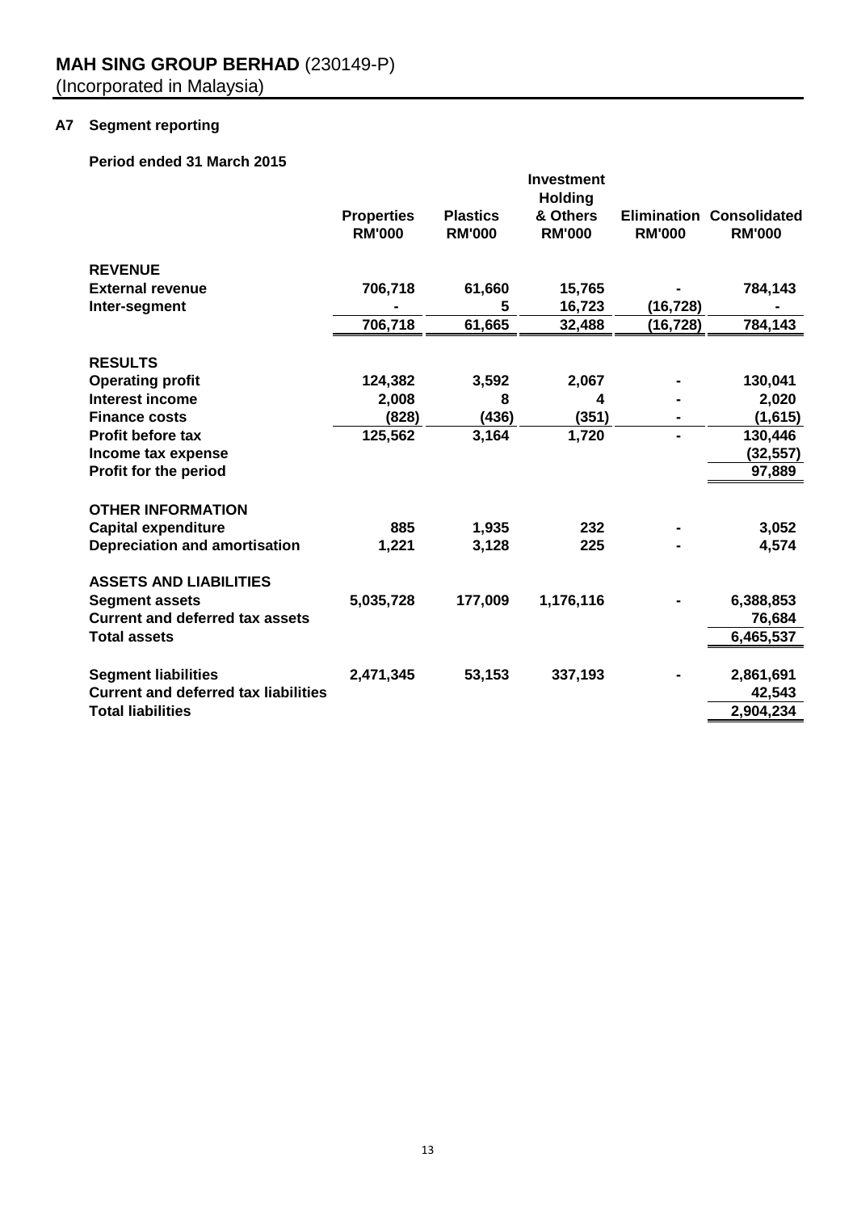**MAH SING GROUP BERHAD** (230149-P)
(Incorporated in Malaysia)

**A7 Segment reporting**

**Period ended 31 March 2015**

| | Properties RM'000 | Plastics RM'000 | Investment Holding & Others RM'000 | Elimination RM'000 | Consolidated RM'000 |
|---|---|---|---|---|---|
| **REVENUE** | | | | | |
| External revenue | 706,718 | 61,660 | 15,765 | - | 784,143 |
| Inter-segment | - | 5 | 16,723 | (16,728) | - |
| | 706,718 | 61,665 | 32,488 | (16,728) | 784,143 |
| **RESULTS** | | | | | |
| Operating profit | 124,382 | 3,592 | 2,067 | - | 130,041 |
| Interest income | 2,008 | 8 | 4 | - | 2,020 |
| Finance costs | (828) | (436) | (351) | - | (1,615) |
| Profit before tax | 125,562 | 3,164 | 1,720 | - | 130,446 |
| Income tax expense | | | | | (32,557) |
| Profit for the period | | | | | 97,889 |
| **OTHER INFORMATION** | | | | | |
| Capital expenditure | 885 | 1,935 | 232 | - | 3,052 |
| Depreciation and amortisation | 1,221 | 3,128 | 225 | - | 4,574 |
| **ASSETS AND LIABILITIES** | | | | | |
| Segment assets | 5,035,728 | 177,009 | 1,176,116 | - | 6,388,853 |
| Current and deferred tax assets | | | | | 76,684 |
| Total assets | | | | | 6,465,537 |
| Segment liabilities | 2,471,345 | 53,153 | 337,193 | - | 2,861,691 |
| Current and deferred tax liabilities | | | | | 42,543 |
| Total liabilities | | | | | 2,904,234 |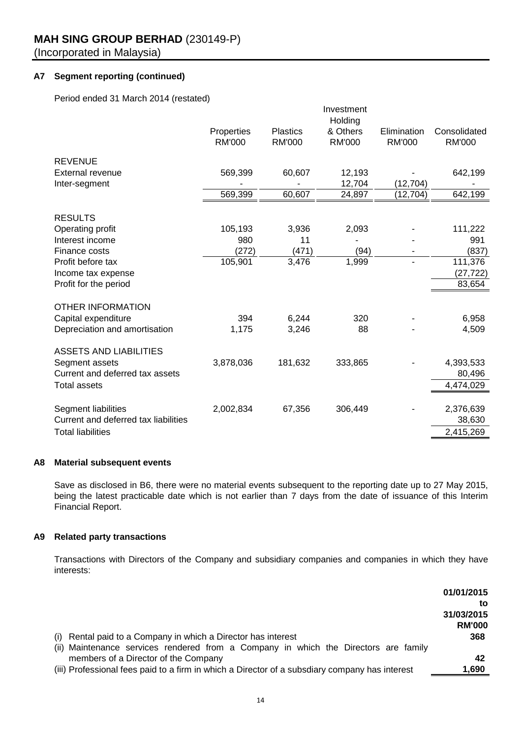**MAH SING GROUP BERHAD** (230149-P)
(Incorporated in Malaysia)

### A7 Segment reporting (continued)

Period ended 31 March 2014 (restated)

| | Properties RM'000 | Plastics RM'000 | Investment Holding & Others RM'000 | Elimination RM'000 | Consolidated RM'000 |
|---|---|---|---|---|---|
| **REVENUE** | | | | | |
| External revenue | 569,399 | 60,607 | 12,193 | - | 642,199 |
| Inter-segment | - | - | 12,704 | (12,704) | - |
| | 569,399 | 60,607 | 24,897 | (12,704) | 642,199 |
| **RESULTS** | | | | | |
| Operating profit | 105,193 | 3,936 | 2,093 | - | 111,222 |
| Interest income | 980 | 11 | - | - | 991 |
| Finance costs | (272) | (471) | (94) | - | (837) |
| Profit before tax | 105,901 | 3,476 | 1,999 | - | 111,376 |
| Income tax expense | | | | | (27,722) |
| Profit for the period | | | | | 83,654 |
| **OTHER INFORMATION** | | | | | |
| Capital expenditure | 394 | 6,244 | 320 | - | 6,958 |
| Depreciation and amortisation | 1,175 | 3,246 | 88 | - | 4,509 |
| **ASSETS AND LIABILITIES** | | | | | |
| Segment assets | 3,878,036 | 181,632 | 333,865 | - | 4,393,533 |
| Current and deferred tax assets | | | | | 80,496 |
| Total assets | | | | | 4,474,029 |
| Segment liabilities | 2,002,834 | 67,356 | 306,449 | - | 2,376,639 |
| Current and deferred tax liabilities | | | | | 38,630 |
| Total liabilities | | | | | 2,415,269 |

### A8 Material subsequent events

Save as disclosed in B6, there were no material events subsequent to the reporting date up to 27 May 2015, being the latest practicable date which is not earlier than 7 days from the date of issuance of this Interim Financial Report.

### A9 Related party transactions

Transactions with Directors of the Company and subsidiary companies and companies in which they have interests:

| | **01/01/2015 to 31/03/2015 RM'000** |
|---|---|
| (i) Rental paid to a Company in which a Director has interest | **368** |
| (ii) Maintenance services rendered from a Company in which the Directors are family members of a Director of the Company | **42** |
| (iii) Professional fees paid to a firm in which a Director of a subsdiary company has interest | **1,690** |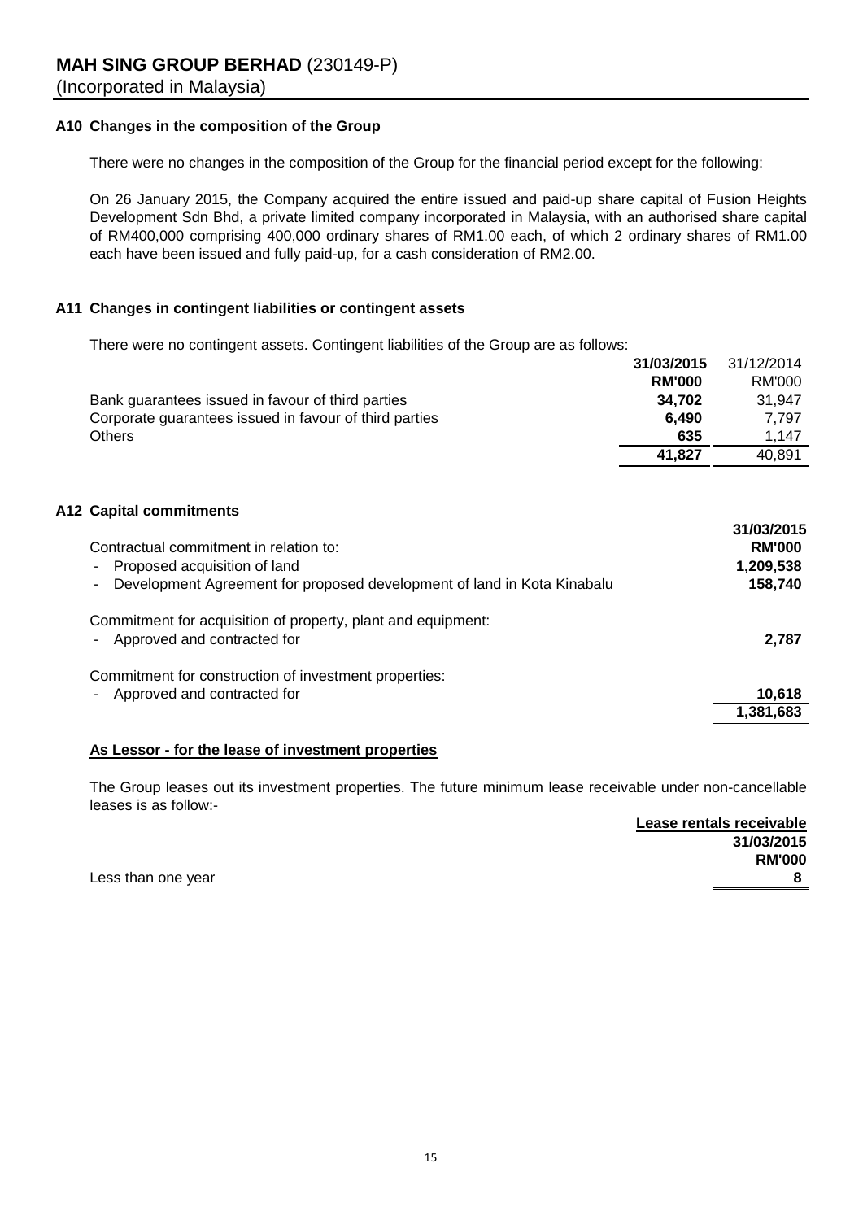## A10 Changes in the composition of the Group

There were no changes in the composition of the Group for the financial period except for the following:

On 26 January 2015, the Company acquired the entire issued and paid-up share capital of Fusion Heights Development Sdn Bhd, a private limited company incorporated in Malaysia, with an authorised share capital of RM400,000 comprising 400,000 ordinary shares of RM1.00 each, of which 2 ordinary shares of RM1.00 each have been issued and fully paid-up, for a cash consideration of RM2.00.

## A11 Changes in contingent liabilities or contingent assets

There were no contingent assets. Contingent liabilities of the Group are as follows:

| | **31/03/2015** | 31/12/2014 |
|---|---|---|
| | **RM'000** | RM'000 |
| Bank guarantees issued in favour of third parties | **34,702** | 31,947 |
| Corporate guarantees issued in favour of third parties | **6,490** | 7,797 |
| Others | **635** | 1,147 |
| | **41,827** | 40,891 |

## A12 Capital commitments

| | **31/03/2015** |
|---|---|
| Contractual commitment in relation to: | **RM'000** |
| - Proposed acquisition of land | **1,209,538** |
| - Development Agreement for proposed development of land in Kota Kinabalu | **158,740** |
| | |
| Commitment for acquisition of property, plant and equipment: | |
| - Approved and contracted for | **2,787** |
| | |
| Commitment for construction of investment properties: | |
| - Approved and contracted for | **10,618** |
| | **1,381,683** |

**As Lessor - for the lease of investment properties**

The Group leases out its investment properties. The future minimum lease receivable under non-cancellable leases is as follow:-

| | **Lease rentals receivable** |
|---|---|
| | **31/03/2015** |
| | **RM'000** |
| Less than one year | **8** |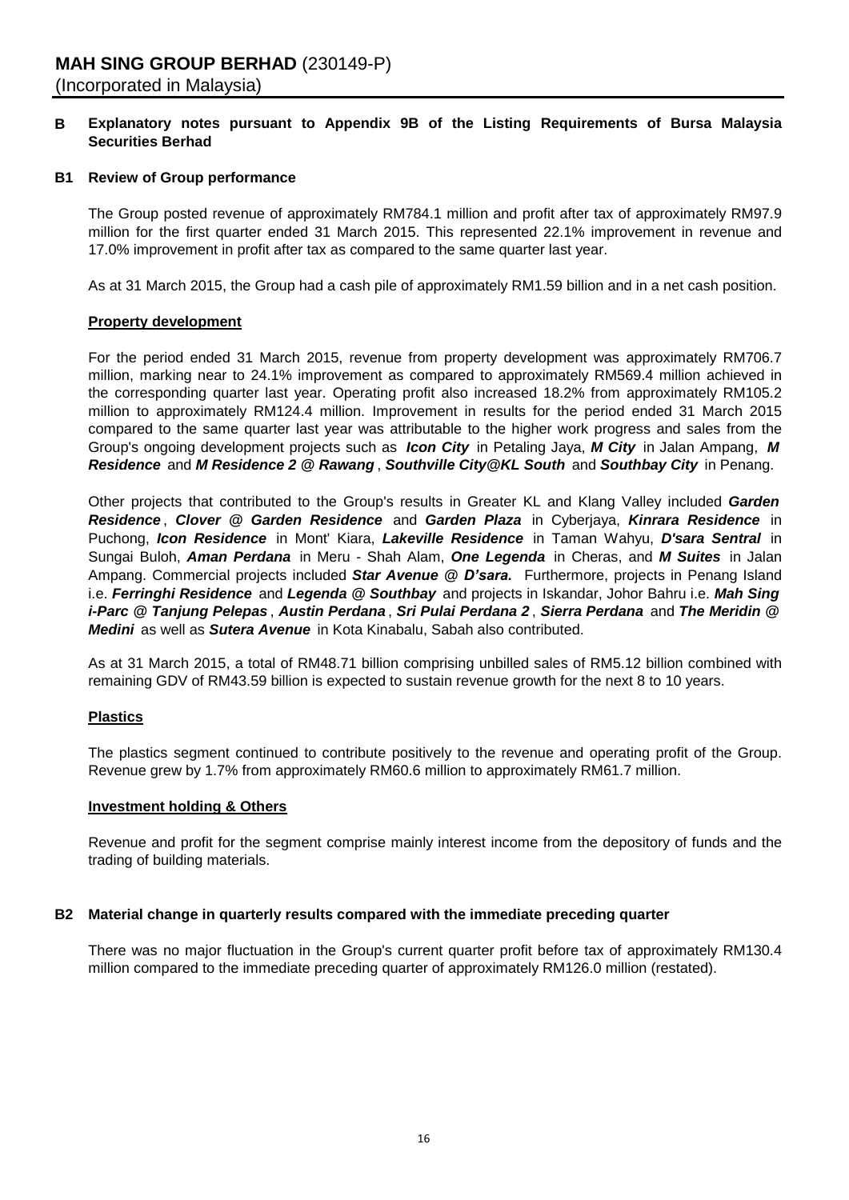# MAH SING GROUP BERHAD (230149-P)

(Incorporated in Malaysia)

## B Explanatory notes pursuant to Appendix 9B of the Listing Requirements of Bursa Malaysia Securities Berhad

### B1 Review of Group performance

The Group posted revenue of approximately RM784.1 million and profit after tax of approximately RM97.9 million for the first quarter ended 31 March 2015. This represented 22.1% improvement in revenue and 17.0% improvement in profit after tax as compared to the same quarter last year.

As at 31 March 2015, the Group had a cash pile of approximately RM1.59 billion and in a net cash position.

**Property development**

For the period ended 31 March 2015, revenue from property development was approximately RM706.7 million, marking near to 24.1% improvement as compared to approximately RM569.4 million achieved in the corresponding quarter last year. Operating profit also increased 18.2% from approximately RM105.2 million to approximately RM124.4 million. Improvement in results for the period ended 31 March 2015 compared to the same quarter last year was attributable to the higher work progress and sales from the Group's ongoing development projects such as ***Icon City*** in Petaling Jaya, ***M City*** in Jalan Ampang, ***M Residence*** and ***M Residence 2 @ Rawang***, ***Southville City@KL South*** and ***Southbay City*** in Penang.

Other projects that contributed to the Group's results in Greater KL and Klang Valley included ***Garden Residence***, ***Clover @ Garden Residence*** and ***Garden Plaza*** in Cyberjaya, ***Kinrara Residence*** in Puchong, ***Icon Residence*** in Mont' Kiara, ***Lakeville Residence*** in Taman Wahyu, ***D'sara Sentral*** in Sungai Buloh, ***Aman Perdana*** in Meru - Shah Alam, ***One Legenda*** in Cheras, and ***M Suites*** in Jalan Ampang. Commercial projects included ***Star Avenue @ D'sara.*** Furthermore, projects in Penang Island i.e. ***Ferringhi Residence*** and ***Legenda @ Southbay*** and projects in Iskandar, Johor Bahru i.e. ***Mah Sing i-Parc @ Tanjung Pelepas***, ***Austin Perdana***, ***Sri Pulai Perdana 2***, ***Sierra Perdana*** and ***The Meridin @ Medini*** as well as ***Sutera Avenue*** in Kota Kinabalu, Sabah also contributed.

As at 31 March 2015, a total of RM48.71 billion comprising unbilled sales of RM5.12 billion combined with remaining GDV of RM43.59 billion is expected to sustain revenue growth for the next 8 to 10 years.

**Plastics**

The plastics segment continued to contribute positively to the revenue and operating profit of the Group. Revenue grew by 1.7% from approximately RM60.6 million to approximately RM61.7 million.

**Investment holding & Others**

Revenue and profit for the segment comprise mainly interest income from the depository of funds and the trading of building materials.

### B2 Material change in quarterly results compared with the immediate preceding quarter

There was no major fluctuation in the Group's current quarter profit before tax of approximately RM130.4 million compared to the immediate preceding quarter of approximately RM126.0 million (restated).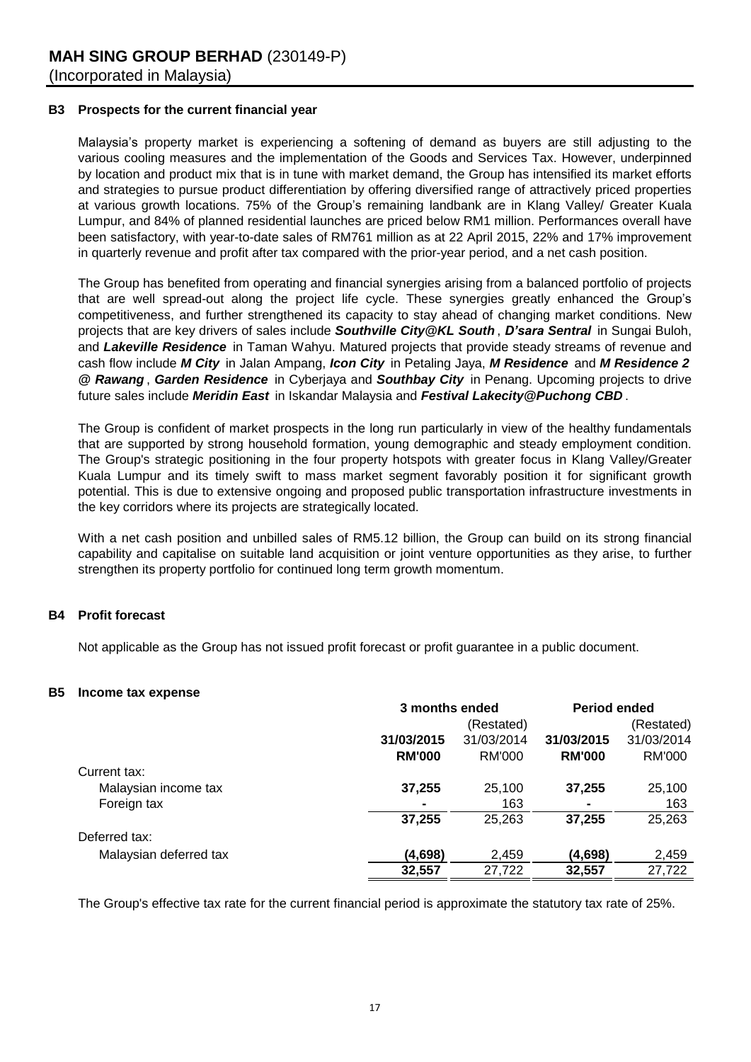**MAH SING GROUP BERHAD** (230149-P)
(Incorporated in Malaysia)

## B3 Prospects for the current financial year

Malaysia's property market is experiencing a softening of demand as buyers are still adjusting to the various cooling measures and the implementation of the Goods and Services Tax. However, underpinned by location and product mix that is in tune with market demand, the Group has intensified its market efforts and strategies to pursue product differentiation by offering diversified range of attractively priced properties at various growth locations. 75% of the Group's remaining landbank are in Klang Valley/ Greater Kuala Lumpur, and 84% of planned residential launches are priced below RM1 million. Performances overall have been satisfactory, with year-to-date sales of RM761 million as at 22 April 2015, 22% and 17% improvement in quarterly revenue and profit after tax compared with the prior-year period, and a net cash position.

The Group has benefited from operating and financial synergies arising from a balanced portfolio of projects that are well spread-out along the project life cycle. These synergies greatly enhanced the Group's competitiveness, and further strengthened its capacity to stay ahead of changing market conditions. New projects that are key drivers of sales include ***Southville City@KL South***, ***D'sara Sentral*** in Sungai Buloh, and ***Lakeville Residence*** in Taman Wahyu. Matured projects that provide steady streams of revenue and cash flow include ***M City*** in Jalan Ampang, ***Icon City*** in Petaling Jaya, ***M Residence*** and ***M Residence 2 @ Rawang***, ***Garden Residence*** in Cyberjaya and ***Southbay City*** in Penang. Upcoming projects to drive future sales include ***Meridin East*** in Iskandar Malaysia and ***Festival Lakecity@Puchong CBD***.

The Group is confident of market prospects in the long run particularly in view of the healthy fundamentals that are supported by strong household formation, young demographic and steady employment condition. The Group's strategic positioning in the four property hotspots with greater focus in Klang Valley/Greater Kuala Lumpur and its timely swift to mass market segment favorably position it for significant growth potential. This is due to extensive ongoing and proposed public transportation infrastructure investments in the key corridors where its projects are strategically located.

With a net cash position and unbilled sales of RM5.12 billion, the Group can build on its strong financial capability and capitalise on suitable land acquisition or joint venture opportunities as they arise, to further strengthen its property portfolio for continued long term growth momentum.

## B4 Profit forecast

Not applicable as the Group has not issued profit forecast or profit guarantee in a public document.

## B5 Income tax expense

| | 3 months ended | | Period ended | |
|---|---|---|---|---|
| | | (Restated) | | (Restated) |
| | **31/03/2015** | 31/03/2014 | **31/03/2015** | 31/03/2014 |
| | **RM'000** | RM'000 | **RM'000** | RM'000 |
| Current tax: | | | | |
| Malaysian income tax | **37,255** | 25,100 | **37,255** | 25,100 |
| Foreign tax | **-** | 163 | **-** | 163 |
| | **37,255** | 25,263 | **37,255** | 25,263 |
| Deferred tax: | | | | |
| Malaysian deferred tax | **(4,698)** | 2,459 | **(4,698)** | 2,459 |
| | **32,557** | 27,722 | **32,557** | 27,722 |

The Group's effective tax rate for the current financial period is approximate the statutory tax rate of 25%.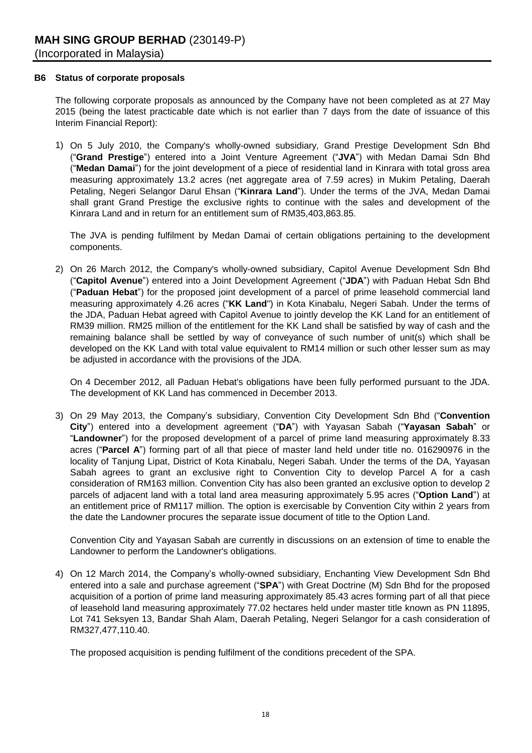## B6 Status of corporate proposals

The following corporate proposals as announced by the Company have not been completed as at 27 May 2015 (being the latest practicable date which is not earlier than 7 days from the date of issuance of this Interim Financial Report):

1) On 5 July 2010, the Company's wholly-owned subsidiary, Grand Prestige Development Sdn Bhd ("**Grand Prestige**") entered into a Joint Venture Agreement ("**JVA**") with Medan Damai Sdn Bhd ("**Medan Damai**") for the joint development of a piece of residential land in Kinrara with total gross area measuring approximately 13.2 acres (net aggregate area of 7.59 acres) in Mukim Petaling, Daerah Petaling, Negeri Selangor Darul Ehsan ("**Kinrara Land**"). Under the terms of the JVA, Medan Damai shall grant Grand Prestige the exclusive rights to continue with the sales and development of the Kinrara Land and in return for an entitlement sum of RM35,403,863.85.

   The JVA is pending fulfilment by Medan Damai of certain obligations pertaining to the development components.

2) On 26 March 2012, the Company's wholly-owned subsidiary, Capitol Avenue Development Sdn Bhd ("**Capitol Avenue**") entered into a Joint Development Agreement ("**JDA**") with Paduan Hebat Sdn Bhd ("**Paduan Hebat**") for the proposed joint development of a parcel of prime leasehold commercial land measuring approximately 4.26 acres ("**KK Land**") in Kota Kinabalu, Negeri Sabah. Under the terms of the JDA, Paduan Hebat agreed with Capitol Avenue to jointly develop the KK Land for an entitlement of RM39 million. RM25 million of the entitlement for the KK Land shall be satisfied by way of cash and the remaining balance shall be settled by way of conveyance of such number of unit(s) which shall be developed on the KK Land with total value equivalent to RM14 million or such other lesser sum as may be adjusted in accordance with the provisions of the JDA.

   On 4 December 2012, all Paduan Hebat's obligations have been fully performed pursuant to the JDA. The development of KK Land has commenced in December 2013.

3) On 29 May 2013, the Company's subsidiary, Convention City Development Sdn Bhd ("**Convention City**") entered into a development agreement ("**DA**") with Yayasan Sabah ("**Yayasan Sabah**" or "**Landowner**") for the proposed development of a parcel of prime land measuring approximately 8.33 acres ("**Parcel A**") forming part of all that piece of master land held under title no. 016290976 in the locality of Tanjung Lipat, District of Kota Kinabalu, Negeri Sabah. Under the terms of the DA, Yayasan Sabah agrees to grant an exclusive right to Convention City to develop Parcel A for a cash consideration of RM163 million. Convention City has also been granted an exclusive option to develop 2 parcels of adjacent land with a total land area measuring approximately 5.95 acres ("**Option Land**") at an entitlement price of RM117 million. The option is exercisable by Convention City within 2 years from the date the Landowner procures the separate issue document of title to the Option Land.

   Convention City and Yayasan Sabah are currently in discussions on an extension of time to enable the Landowner to perform the Landowner's obligations.

4) On 12 March 2014, the Company's wholly-owned subsidiary, Enchanting View Development Sdn Bhd entered into a sale and purchase agreement ("**SPA**") with Great Doctrine (M) Sdn Bhd for the proposed acquisition of a portion of prime land measuring approximately 85.43 acres forming part of all that piece of leasehold land measuring approximately 77.02 hectares held under master title known as PN 11895, Lot 741 Seksyen 13, Bandar Shah Alam, Daerah Petaling, Negeri Selangor for a cash consideration of RM327,477,110.40.

   The proposed acquisition is pending fulfilment of the conditions precedent of the SPA.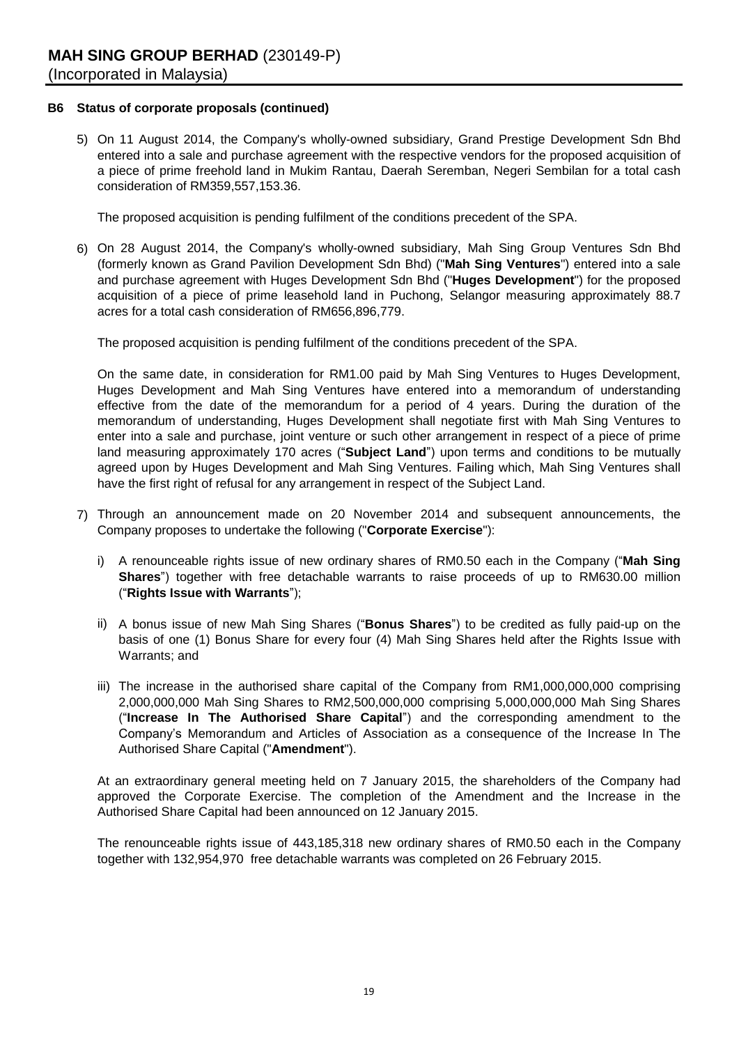**MAH SING GROUP BERHAD** (230149-P)
(Incorporated in Malaysia)

**B6 Status of corporate proposals (continued)**

5) On 11 August 2014, the Company's wholly-owned subsidiary, Grand Prestige Development Sdn Bhd entered into a sale and purchase agreement with the respective vendors for the proposed acquisition of a piece of prime freehold land in Mukim Rantau, Daerah Seremban, Negeri Sembilan for a total cash consideration of RM359,557,153.36.

   The proposed acquisition is pending fulfilment of the conditions precedent of the SPA.

6) On 28 August 2014, the Company's wholly-owned subsidiary, Mah Sing Group Ventures Sdn Bhd (formerly known as Grand Pavilion Development Sdn Bhd) ("**Mah Sing Ventures**") entered into a sale and purchase agreement with Huges Development Sdn Bhd ("**Huges Development**") for the proposed acquisition of a piece of prime leasehold land in Puchong, Selangor measuring approximately 88.7 acres for a total cash consideration of RM656,896,779.

   The proposed acquisition is pending fulfilment of the conditions precedent of the SPA.

   On the same date, in consideration for RM1.00 paid by Mah Sing Ventures to Huges Development, Huges Development and Mah Sing Ventures have entered into a memorandum of understanding effective from the date of the memorandum for a period of 4 years. During the duration of the memorandum of understanding, Huges Development shall negotiate first with Mah Sing Ventures to enter into a sale and purchase, joint venture or such other arrangement in respect of a piece of prime land measuring approximately 170 acres ("**Subject Land**") upon terms and conditions to be mutually agreed upon by Huges Development and Mah Sing Ventures. Failing which, Mah Sing Ventures shall have the first right of refusal for any arrangement in respect of the Subject Land.

7) Through an announcement made on 20 November 2014 and subsequent announcements, the Company proposes to undertake the following ("**Corporate Exercise**"):

   i) A renounceable rights issue of new ordinary shares of RM0.50 each in the Company ("**Mah Sing Shares**") together with free detachable warrants to raise proceeds of up to RM630.00 million ("**Rights Issue with Warrants**");

   ii) A bonus issue of new Mah Sing Shares ("**Bonus Shares**") to be credited as fully paid-up on the basis of one (1) Bonus Share for every four (4) Mah Sing Shares held after the Rights Issue with Warrants; and

   iii) The increase in the authorised share capital of the Company from RM1,000,000,000 comprising 2,000,000,000 Mah Sing Shares to RM2,500,000,000 comprising 5,000,000,000 Mah Sing Shares ("**Increase In The Authorised Share Capital**") and the corresponding amendment to the Company's Memorandum and Articles of Association as a consequence of the Increase In The Authorised Share Capital ("**Amendment**").

   At an extraordinary general meeting held on 7 January 2015, the shareholders of the Company had approved the Corporate Exercise. The completion of the Amendment and the Increase in the Authorised Share Capital had been announced on 12 January 2015.

   The renounceable rights issue of 443,185,318 new ordinary shares of RM0.50 each in the Company together with 132,954,970 free detachable warrants was completed on 26 February 2015.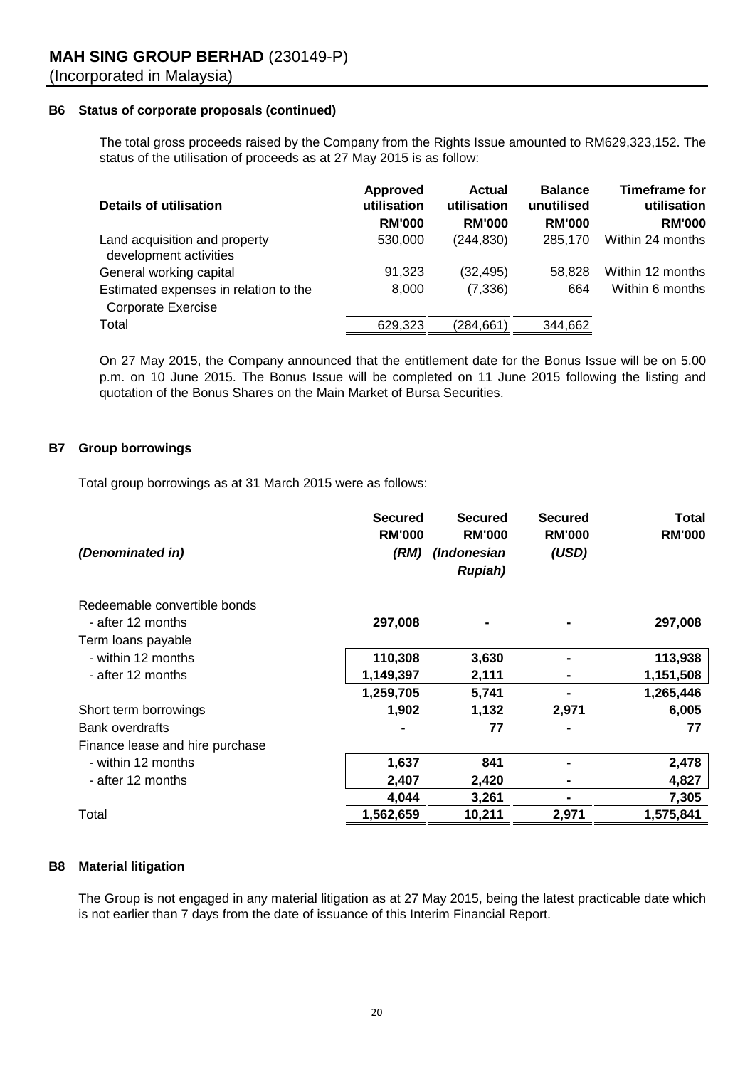### B6 Status of corporate proposals (continued)

The total gross proceeds raised by the Company from the Rights Issue amounted to RM629,323,152. The status of the utilisation of proceeds as at 27 May 2015 is as follow:

| Details of utilisation | Approved utilisation RM'000 | Actual utilisation RM'000 | Balance unutilised RM'000 | Timeframe for utilisation RM'000 |
|---|---|---|---|---|
| Land acquisition and property development activities | 530,000 | (244,830) | 285,170 | Within 24 months |
| General working capital | 91,323 | (32,495) | 58,828 | Within 12 months |
| Estimated expenses in relation to the Corporate Exercise | 8,000 | (7,336) | 664 | Within 6 months |
| Total | 629,323 | (284,661) | 344,662 | |

On 27 May 2015, the Company announced that the entitlement date for the Bonus Issue will be on 5.00 p.m. on 10 June 2015. The Bonus Issue will be completed on 11 June 2015 following the listing and quotation of the Bonus Shares on the Main Market of Bursa Securities.

### B7 Group borrowings

Total group borrowings as at 31 March 2015 were as follows:

| *(Denominated in)* | **Secured RM'000 *(RM)*** | **Secured RM'000 *(Indonesian Rupiah)*** | **Secured RM'000 *(USD)*** | **Total RM'000** |
|---|---|---|---|---|
| Redeemable convertible bonds | | | | |
| - after 12 months | **297,008** | **-** | **-** | **297,008** |
| Term loans payable | | | | |
| - within 12 months | **110,308** | **3,630** | **-** | **113,938** |
| - after 12 months | **1,149,397** | **2,111** | **-** | **1,151,508** |
| | **1,259,705** | **5,741** | **-** | **1,265,446** |
| Short term borrowings | **1,902** | **1,132** | **2,971** | **6,005** |
| Bank overdrafts | **-** | **77** | **-** | **77** |
| Finance lease and hire purchase | | | | |
| - within 12 months | **1,637** | **841** | **-** | **2,478** |
| - after 12 months | **2,407** | **2,420** | **-** | **4,827** |
| | **4,044** | **3,261** | **-** | **7,305** |
| Total | **1,562,659** | **10,211** | **2,971** | **1,575,841** |

### B8 Material litigation

The Group is not engaged in any material litigation as at 27 May 2015, being the latest practicable date which is not earlier than 7 days from the date of issuance of this Interim Financial Report.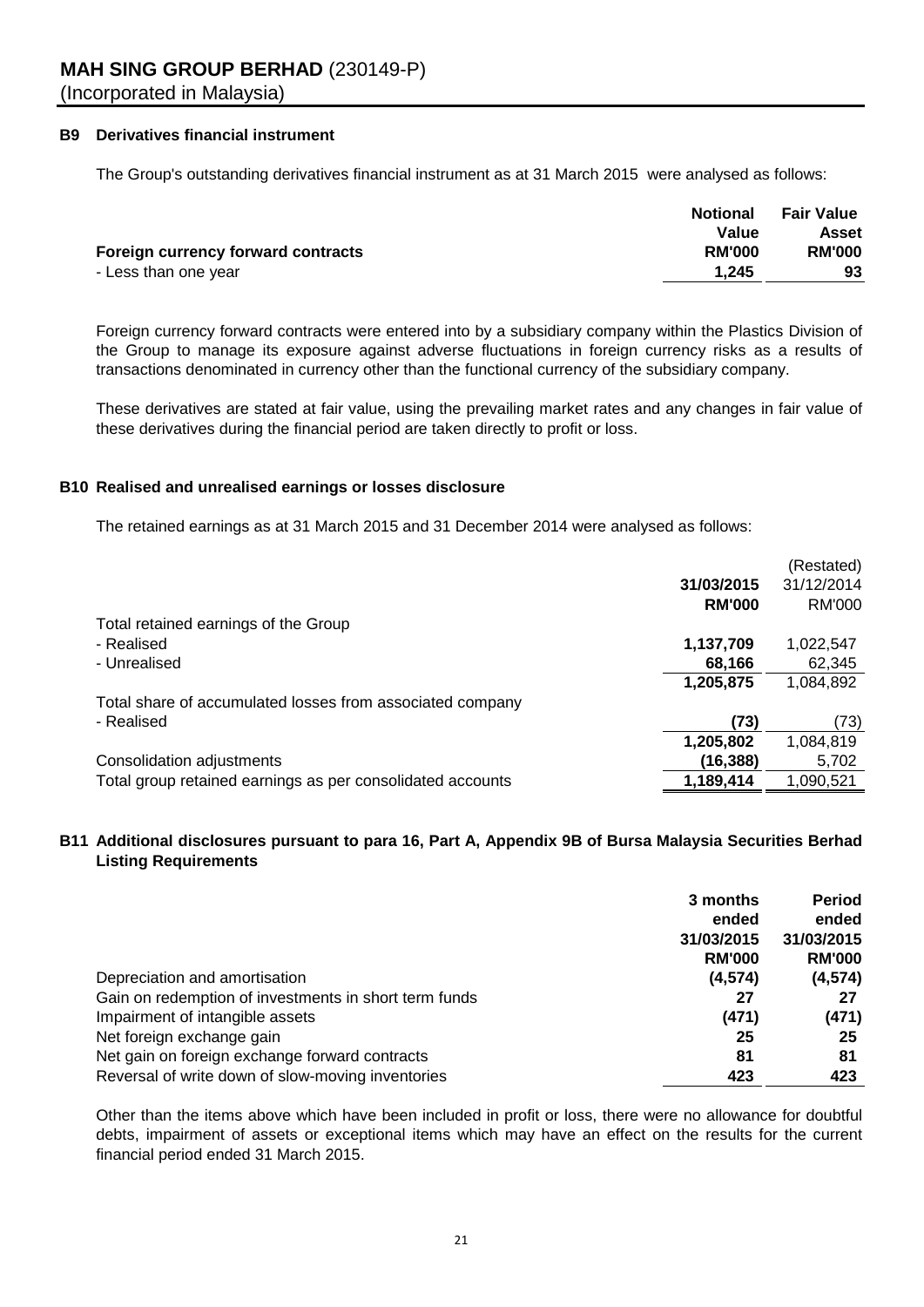**MAH SING GROUP BERHAD** (230149-P)
(Incorporated in Malaysia)

## B9 Derivatives financial instrument

The Group's outstanding derivatives financial instrument as at 31 March 2015 were analysed as follows:

| | Notional Value RM'000 | Fair Value Asset RM'000 |
|---|---|---|
| **Foreign currency forward contracts** | | |
| - Less than one year | 1,245 | 93 |

Foreign currency forward contracts were entered into by a subsidiary company within the Plastics Division of the Group to manage its exposure against adverse fluctuations in foreign currency risks as a results of transactions denominated in currency other than the functional currency of the subsidiary company.

These derivatives are stated at fair value, using the prevailing market rates and any changes in fair value of these derivatives during the financial period are taken directly to profit or loss.

## B10 Realised and unrealised earnings or losses disclosure

The retained earnings as at 31 March 2015 and 31 December 2014 were analysed as follows:

| | 31/03/2015 RM'000 | (Restated) 31/12/2014 RM'000 |
|---|---|---|
| Total retained earnings of the Group | | |
| - Realised | 1,137,709 | 1,022,547 |
| - Unrealised | 68,166 | 62,345 |
| | 1,205,875 | 1,084,892 |
| Total share of accumulated losses from associated company | | |
| - Realised | (73) | (73) |
| | 1,205,802 | 1,084,819 |
| Consolidation adjustments | (16,388) | 5,702 |
| Total group retained earnings as per consolidated accounts | 1,189,414 | 1,090,521 |

## B11 Additional disclosures pursuant to para 16, Part A, Appendix 9B of Bursa Malaysia Securities Berhad Listing Requirements

| | 3 months ended 31/03/2015 RM'000 | Period ended 31/03/2015 RM'000 |
|---|---|---|
| Depreciation and amortisation | (4,574) | (4,574) |
| Gain on redemption of investments in short term funds | 27 | 27 |
| Impairment of intangible assets | (471) | (471) |
| Net foreign exchange gain | 25 | 25 |
| Net gain on foreign exchange forward contracts | 81 | 81 |
| Reversal of write down of slow-moving inventories | 423 | 423 |

Other than the items above which have been included in profit or loss, there were no allowance for doubtful debts, impairment of assets or exceptional items which may have an effect on the results for the current financial period ended 31 March 2015.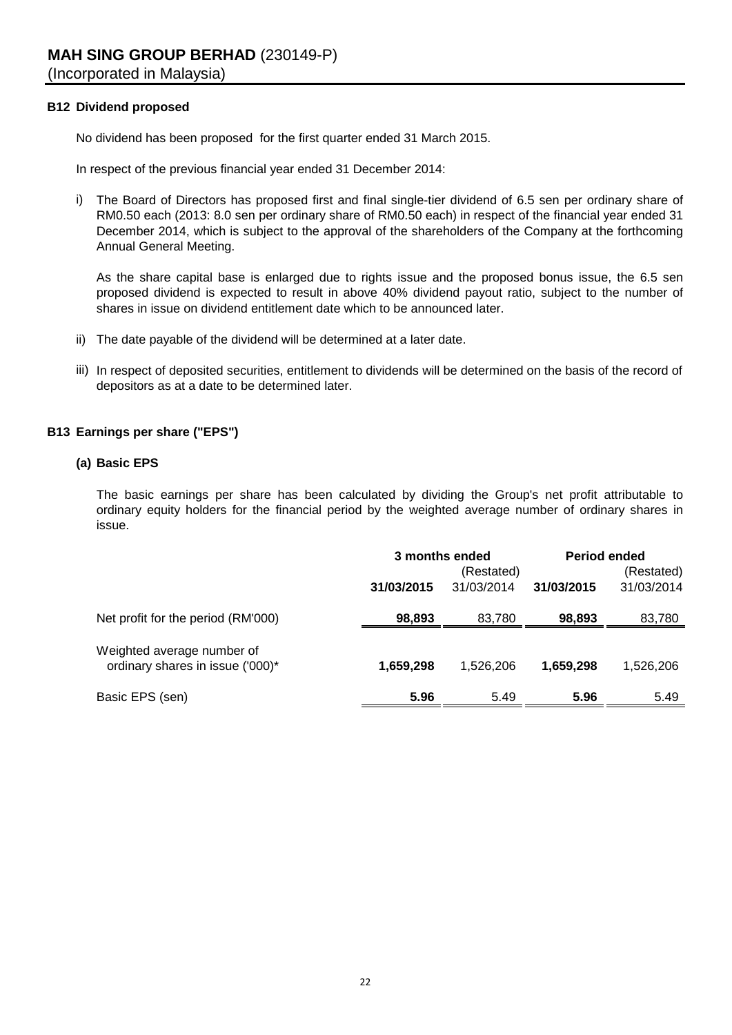**MAH SING GROUP BERHAD** (230149-P)
(Incorporated in Malaysia)

## B12 Dividend proposed

No dividend has been proposed for the first quarter ended 31 March 2015.

In respect of the previous financial year ended 31 December 2014:

i) The Board of Directors has proposed first and final single-tier dividend of 6.5 sen per ordinary share of RM0.50 each (2013: 8.0 sen per ordinary share of RM0.50 each) in respect of the financial year ended 31 December 2014, which is subject to the approval of the shareholders of the Company at the forthcoming Annual General Meeting.

   As the share capital base is enlarged due to rights issue and the proposed bonus issue, the 6.5 sen proposed dividend is expected to result in above 40% dividend payout ratio, subject to the number of shares in issue on dividend entitlement date which to be announced later.

ii) The date payable of the dividend will be determined at a later date.

iii) In respect of deposited securities, entitlement to dividends will be determined on the basis of the record of depositors as at a date to be determined later.

## B13 Earnings per share ("EPS")

### (a) Basic EPS

The basic earnings per share has been calculated by dividing the Group's net profit attributable to ordinary equity holders for the financial period by the weighted average number of ordinary shares in issue.

| | 3 months ended | | Period ended | |
|---|---|---|---|---|
| | | (Restated) | | (Restated) |
| | **31/03/2015** | 31/03/2014 | **31/03/2015** | 31/03/2014 |
| Net profit for the period (RM'000) | **98,893** | 83,780 | **98,893** | 83,780 |
| Weighted average number of ordinary shares in issue ('000)* | **1,659,298** | 1,526,206 | **1,659,298** | 1,526,206 |
| Basic EPS (sen) | **5.96** | 5.49 | **5.96** | 5.49 |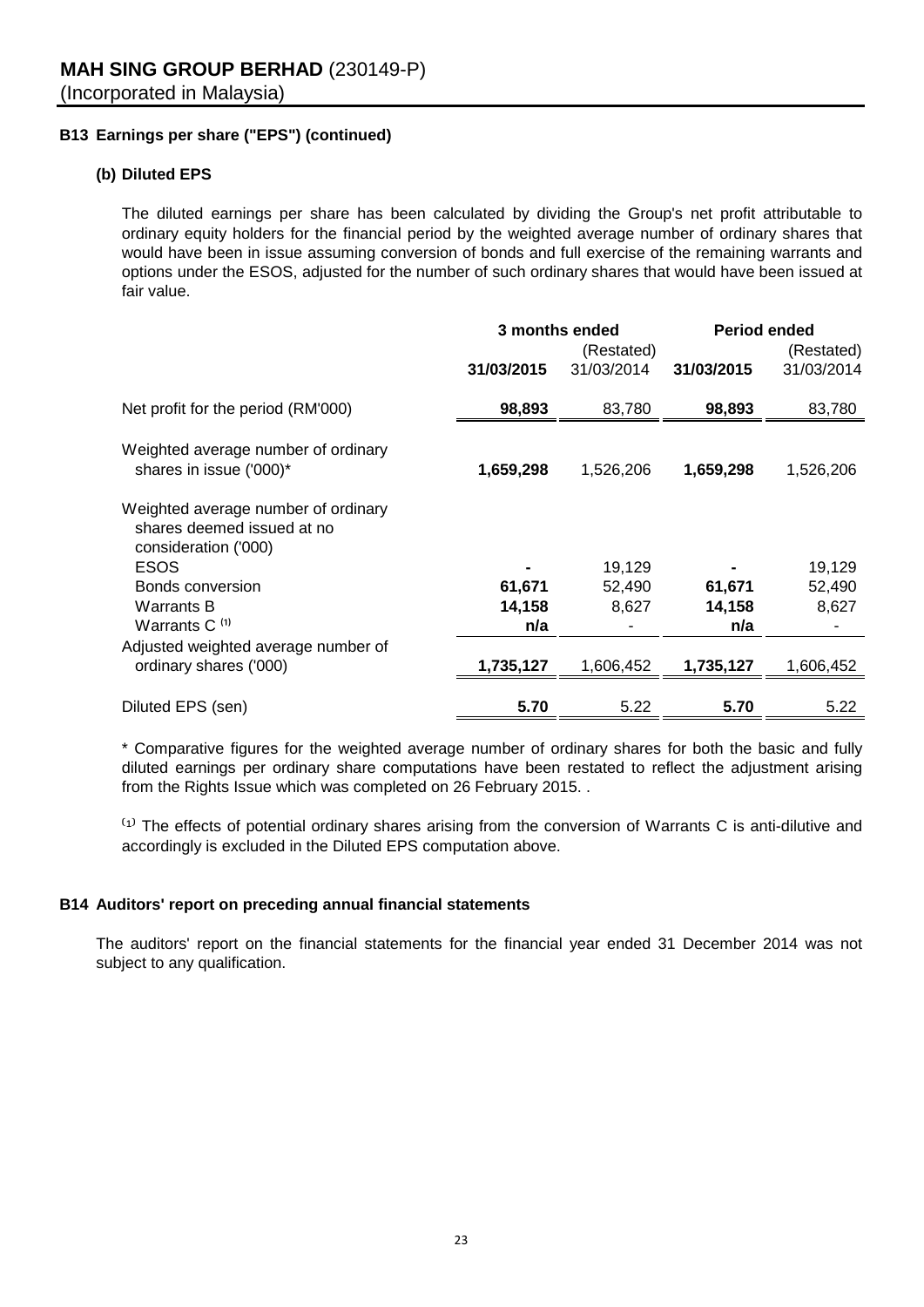**MAH SING GROUP BERHAD** (230149-P)
(Incorporated in Malaysia)

### B13 Earnings per share ("EPS") (continued)

#### (b) Diluted EPS

The diluted earnings per share has been calculated by dividing the Group's net profit attributable to ordinary equity holders for the financial period by the weighted average number of ordinary shares that would have been in issue assuming conversion of bonds and full exercise of the remaining warrants and options under the ESOS, adjusted for the number of such ordinary shares that would have been issued at fair value.

| | 3 months ended | | Period ended | |
|---|---|---|---|---|
| | **31/03/2015** | (Restated) 31/03/2014 | **31/03/2015** | (Restated) 31/03/2014 |
| Net profit for the period (RM'000) | **98,893** | 83,780 | **98,893** | 83,780 |
| Weighted average number of ordinary shares in issue ('000)* | **1,659,298** | 1,526,206 | **1,659,298** | 1,526,206 |
| Weighted average number of ordinary shares deemed issued at no consideration ('000) | | | | |
| ESOS | **-** | 19,129 | **-** | 19,129 |
| Bonds conversion | **61,671** | 52,490 | **61,671** | 52,490 |
| Warrants B | **14,158** | 8,627 | **14,158** | 8,627 |
| Warrants C [1] | **n/a** | - | **n/a** | - |
| Adjusted weighted average number of ordinary shares ('000) | **1,735,127** | 1,606,452 | **1,735,127** | 1,606,452 |
| Diluted EPS (sen) | **5.70** | 5.22 | **5.70** | 5.22 |

\* Comparative figures for the weighted average number of ordinary shares for both the basic and fully diluted earnings per ordinary share computations have been restated to reflect the adjustment arising from the Rights Issue which was completed on 26 February 2015. .

[1] The effects of potential ordinary shares arising from the conversion of Warrants C is anti-dilutive and accordingly is excluded in the Diluted EPS computation above.

### B14 Auditors' report on preceding annual financial statements

The auditors' report on the financial statements for the financial year ended 31 December 2014 was not subject to any qualification.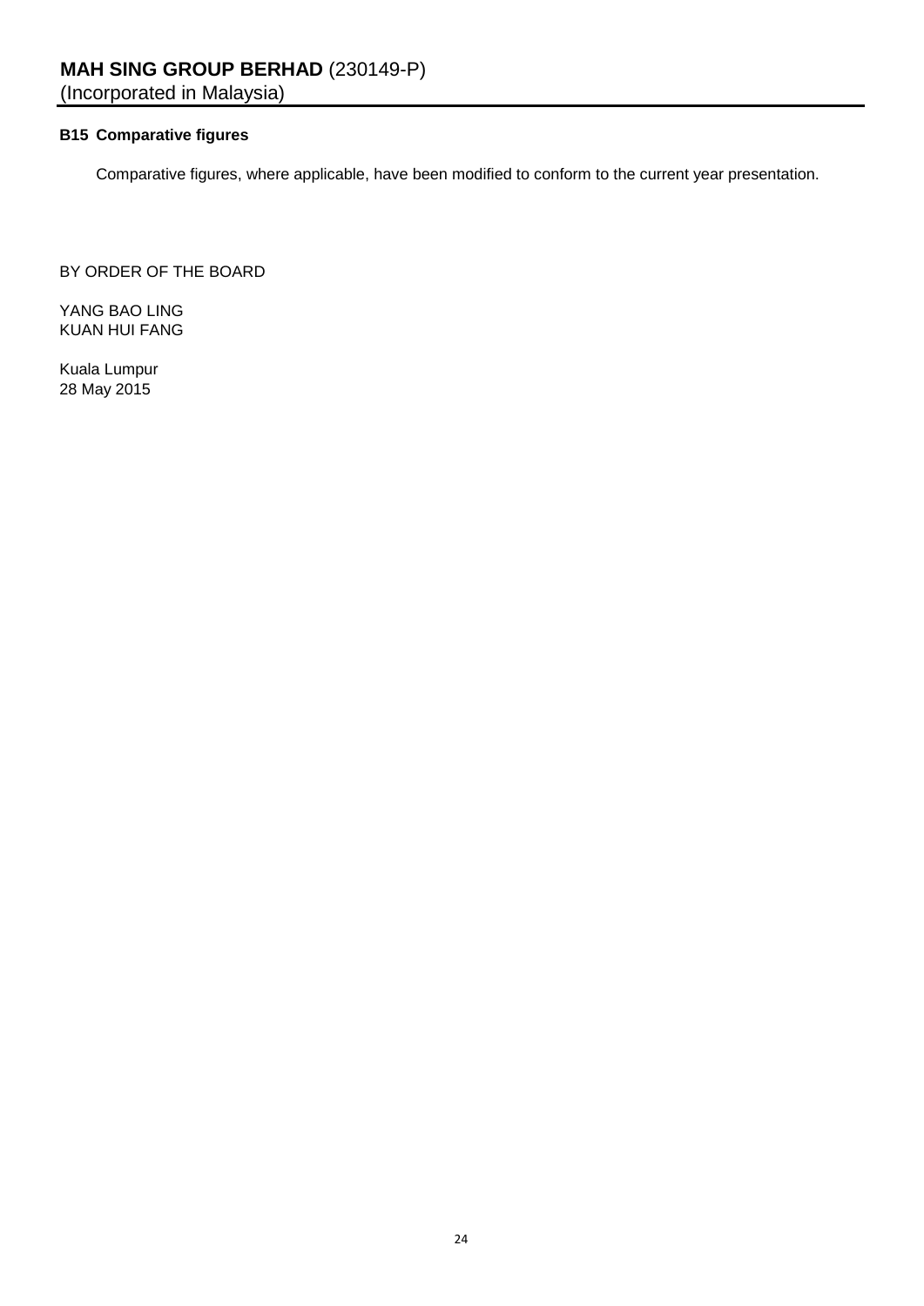### B15 Comparative figures

Comparative figures, where applicable, have been modified to conform to the current year presentation.

BY ORDER OF THE BOARD

YANG BAO LING
KUAN HUI FANG

Kuala Lumpur
28 May 2015